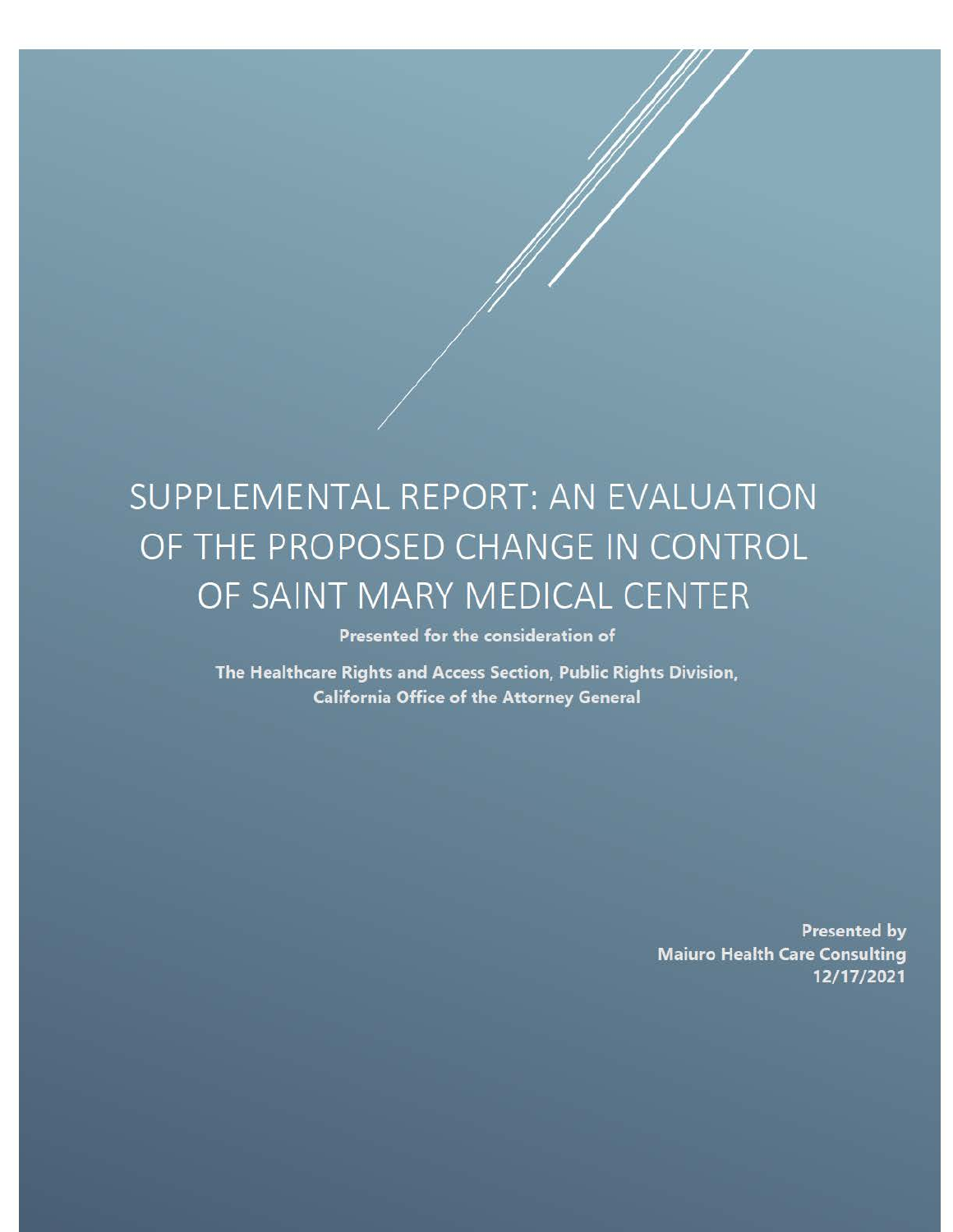# SUPPLEMENTAL REPORT: AN EVALUATION OF THE PROPOSED CHANGE IN CONTROL OF SAINT MARY MEDICAL CENTER

**Presented for the consideration of**

**The Healthcare Rights and Access Section, Public Rights Division, California Office of the Attorney General**

**Presented by**
**Maiuro Health Care Consulting**
**12/17/2021**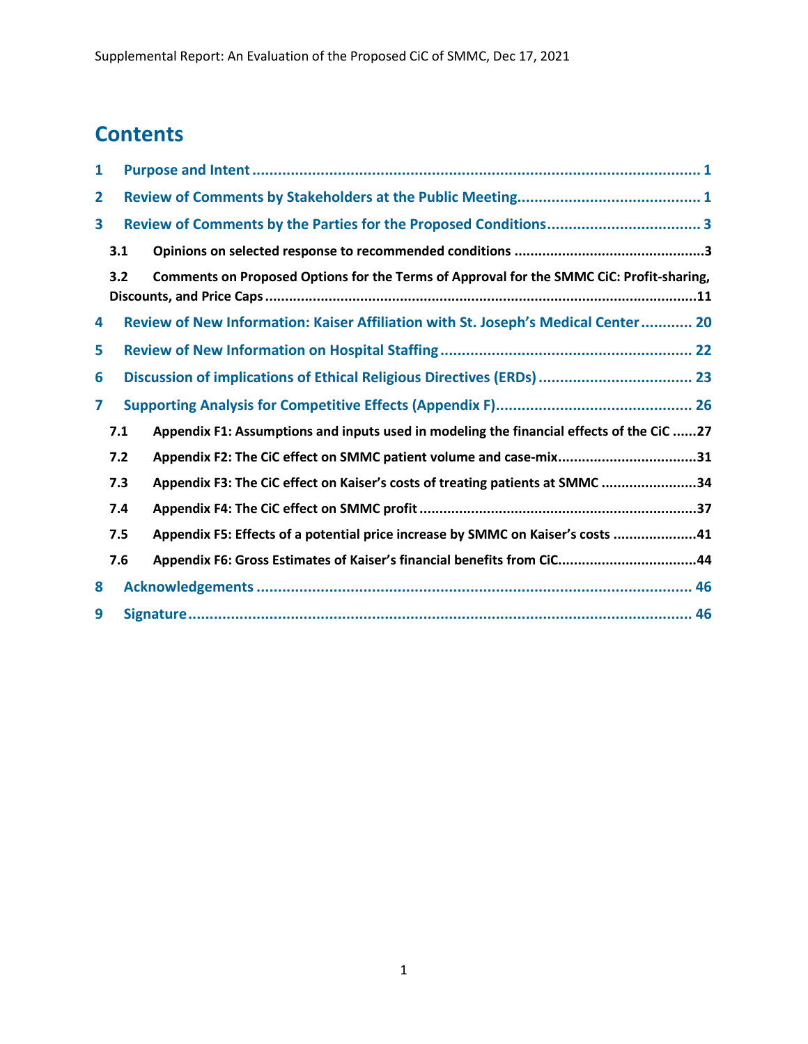# Contents

1 Purpose and Intent ........................................................................................................ 1

2 Review of Comments by Stakeholders at the Public Meeting.......................................... 1

3 Review of Comments by the Parties for the Proposed Conditions.................................... 3

  3.1 Opinions on selected response to recommended conditions ................................................3

  3.2 Comments on Proposed Options for the Terms of Approval for the SMMC CiC: Profit-sharing, Discounts, and Price Caps ..........................................................................................................11

4 Review of New Information: Kaiser Affiliation with St. Joseph's Medical Center ............ 20

5 Review of New Information on Hospital Staffing .......................................................... 22

6 Discussion of implications of Ethical Religious Directives (ERDs) .................................... 23

7 Supporting Analysis for Competitive Effects (Appendix F)............................................. 26

  7.1 Appendix F1: Assumptions and inputs used in modeling the financial effects of the CiC ......27

  7.2 Appendix F2: The CiC effect on SMMC patient volume and case-mix..................................31

  7.3 Appendix F3: The CiC effect on Kaiser's costs of treating patients at SMMC ........................34

  7.4 Appendix F4: The CiC effect on SMMC profit ....................................................................37

  7.5 Appendix F5: Effects of a potential price increase by SMMC on Kaiser's costs .....................41

  7.6 Appendix F6: Gross Estimates of Kaiser's financial benefits from CiC..................................44

8 Acknowledgements ..................................................................................................... 46

9 Signature..................................................................................................................... 46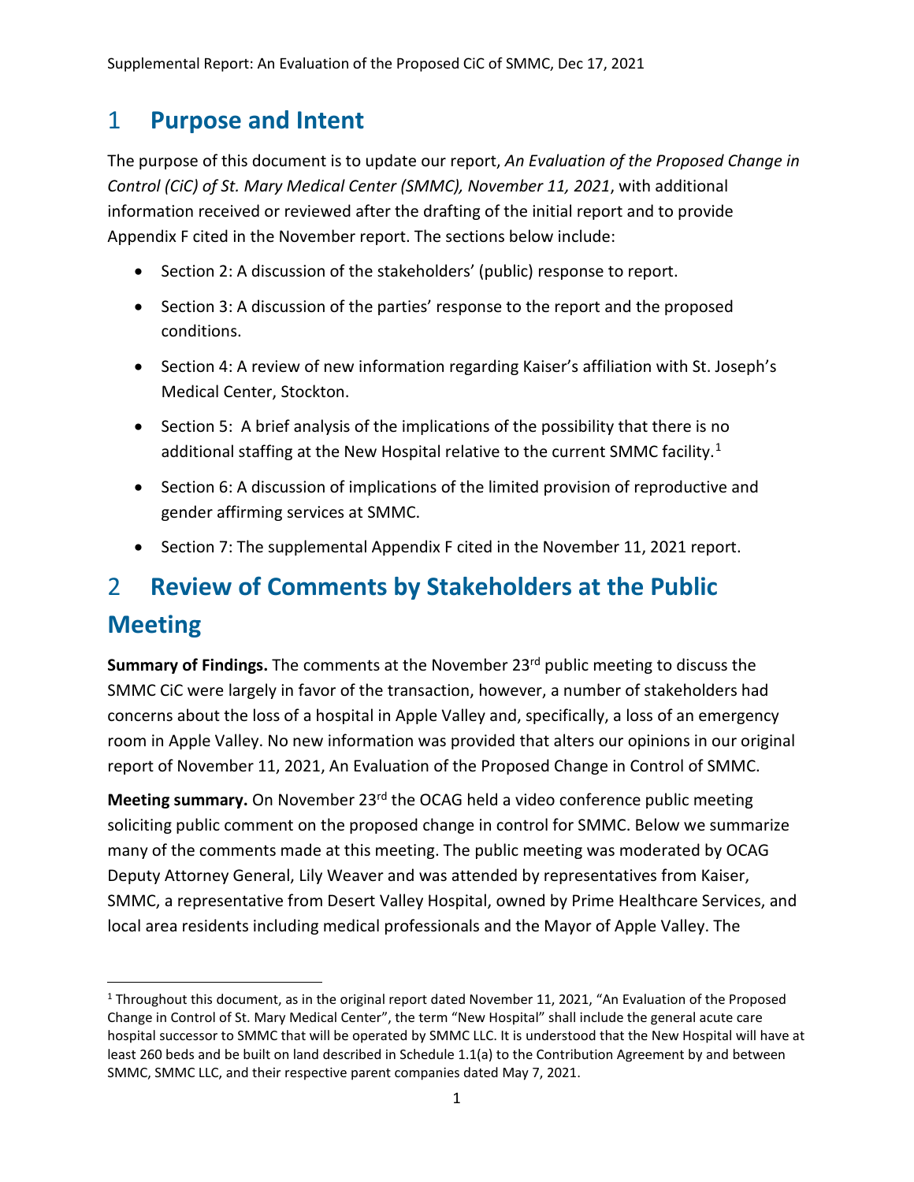# 1 Purpose and Intent

The purpose of this document is to update our report, *An Evaluation of the Proposed Change in Control (CiC) of St. Mary Medical Center (SMMC), November 11, 2021*, with additional information received or reviewed after the drafting of the initial report and to provide Appendix F cited in the November report. The sections below include:

- Section 2: A discussion of the stakeholders' (public) response to report.
- Section 3: A discussion of the parties' response to the report and the proposed conditions.
- Section 4: A review of new information regarding Kaiser's affiliation with St. Joseph's Medical Center, Stockton.
- Section 5: A brief analysis of the implications of the possibility that there is no additional staffing at the New Hospital relative to the current SMMC facility.[1]
- Section 6: A discussion of implications of the limited provision of reproductive and gender affirming services at SMMC.
- Section 7: The supplemental Appendix F cited in the November 11, 2021 report.

# 2 Review of Comments by Stakeholders at the Public Meeting

**Summary of Findings.** The comments at the November 23rd public meeting to discuss the SMMC CiC were largely in favor of the transaction, however, a number of stakeholders had concerns about the loss of a hospital in Apple Valley and, specifically, a loss of an emergency room in Apple Valley. No new information was provided that alters our opinions in our original report of November 11, 2021, An Evaluation of the Proposed Change in Control of SMMC.

**Meeting summary.** On November 23rd the OCAG held a video conference public meeting soliciting public comment on the proposed change in control for SMMC. Below we summarize many of the comments made at this meeting. The public meeting was moderated by OCAG Deputy Attorney General, Lily Weaver and was attended by representatives from Kaiser, SMMC, a representative from Desert Valley Hospital, owned by Prime Healthcare Services, and local area residents including medical professionals and the Mayor of Apple Valley. The

[1] Throughout this document, as in the original report dated November 11, 2021, "An Evaluation of the Proposed Change in Control of St. Mary Medical Center", the term "New Hospital" shall include the general acute care hospital successor to SMMC that will be operated by SMMC LLC. It is understood that the New Hospital will have at least 260 beds and be built on land described in Schedule 1.1(a) to the Contribution Agreement by and between SMMC, SMMC LLC, and their respective parent companies dated May 7, 2021.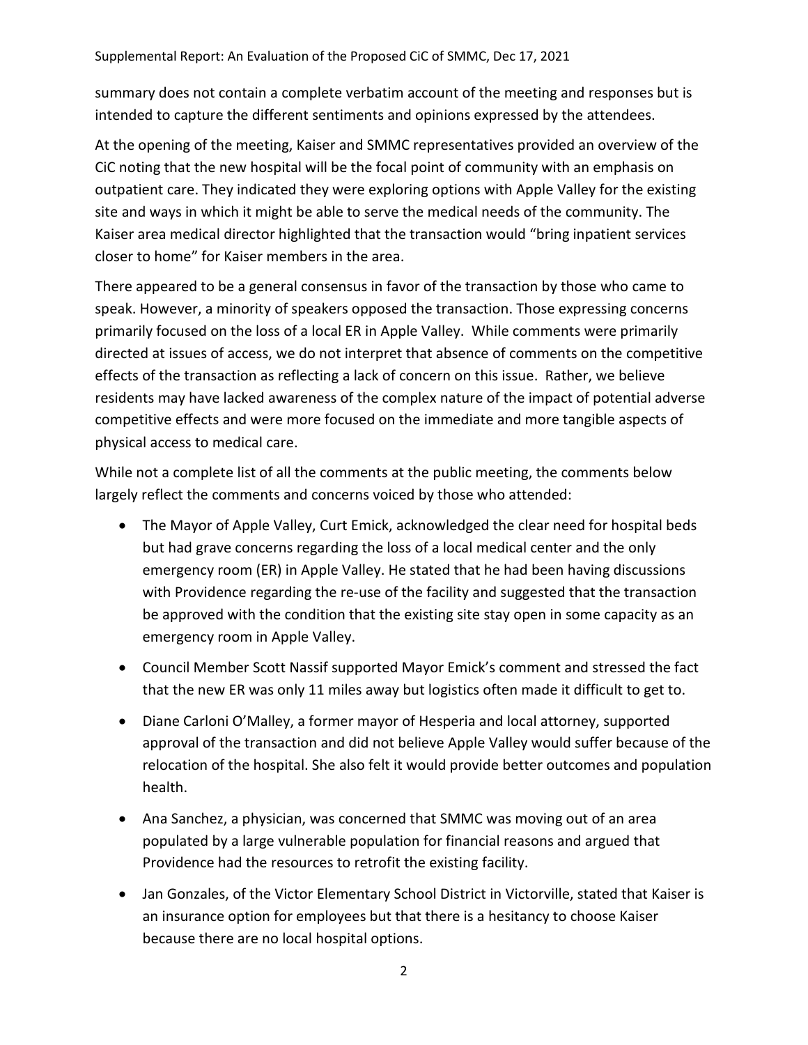summary does not contain a complete verbatim account of the meeting and responses but is intended to capture the different sentiments and opinions expressed by the attendees.

At the opening of the meeting, Kaiser and SMMC representatives provided an overview of the CiC noting that the new hospital will be the focal point of community with an emphasis on outpatient care. They indicated they were exploring options with Apple Valley for the existing site and ways in which it might be able to serve the medical needs of the community. The Kaiser area medical director highlighted that the transaction would "bring inpatient services closer to home" for Kaiser members in the area.

There appeared to be a general consensus in favor of the transaction by those who came to speak. However, a minority of speakers opposed the transaction. Those expressing concerns primarily focused on the loss of a local ER in Apple Valley. While comments were primarily directed at issues of access, we do not interpret that absence of comments on the competitive effects of the transaction as reflecting a lack of concern on this issue. Rather, we believe residents may have lacked awareness of the complex nature of the impact of potential adverse competitive effects and were more focused on the immediate and more tangible aspects of physical access to medical care.

While not a complete list of all the comments at the public meeting, the comments below largely reflect the comments and concerns voiced by those who attended:

- The Mayor of Apple Valley, Curt Emick, acknowledged the clear need for hospital beds but had grave concerns regarding the loss of a local medical center and the only emergency room (ER) in Apple Valley. He stated that he had been having discussions with Providence regarding the re-use of the facility and suggested that the transaction be approved with the condition that the existing site stay open in some capacity as an emergency room in Apple Valley.
- Council Member Scott Nassif supported Mayor Emick's comment and stressed the fact that the new ER was only 11 miles away but logistics often made it difficult to get to.
- Diane Carloni O'Malley, a former mayor of Hesperia and local attorney, supported approval of the transaction and did not believe Apple Valley would suffer because of the relocation of the hospital. She also felt it would provide better outcomes and population health.
- Ana Sanchez, a physician, was concerned that SMMC was moving out of an area populated by a large vulnerable population for financial reasons and argued that Providence had the resources to retrofit the existing facility.
- Jan Gonzales, of the Victor Elementary School District in Victorville, stated that Kaiser is an insurance option for employees but that there is a hesitancy to choose Kaiser because there are no local hospital options.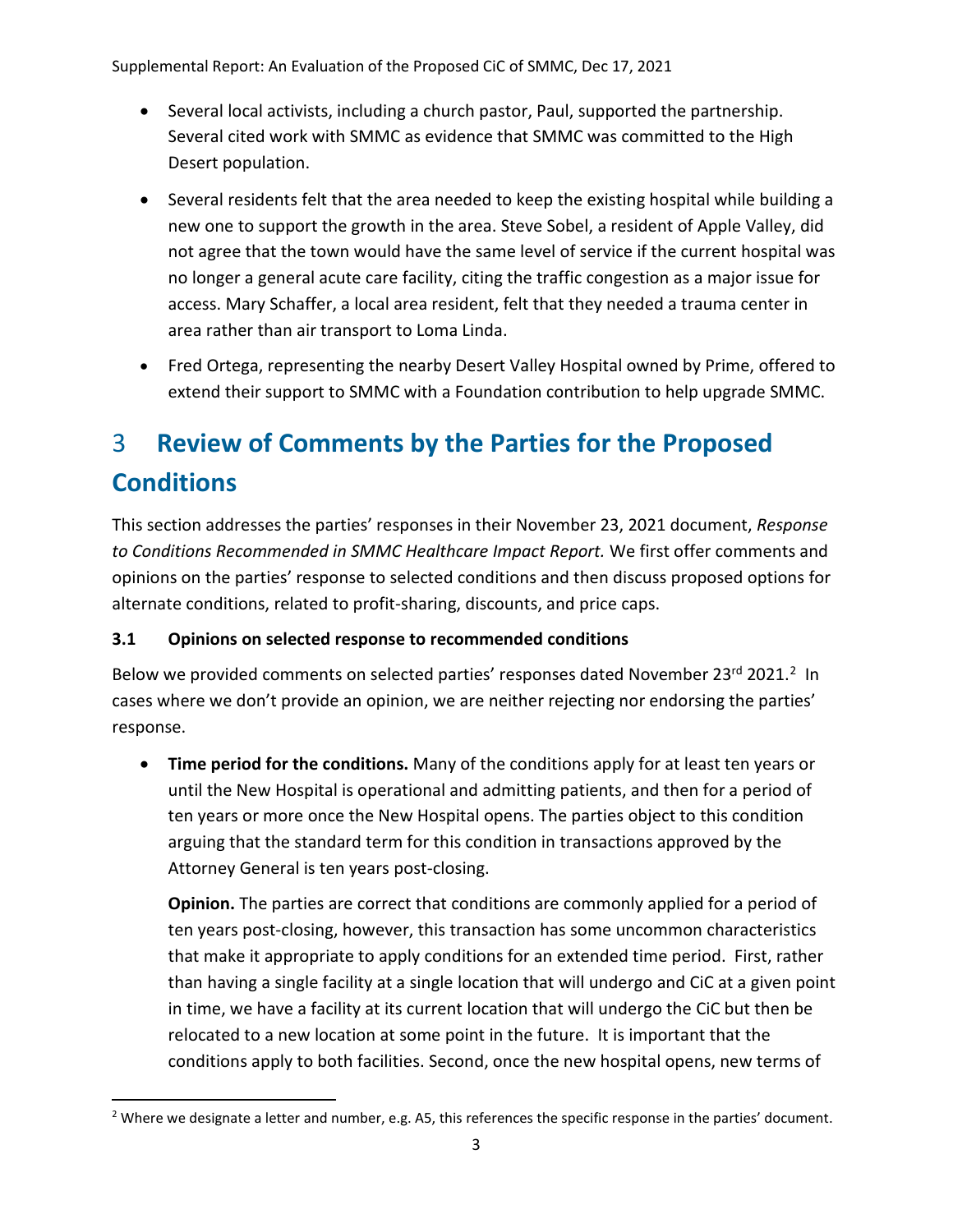- Several local activists, including a church pastor, Paul, supported the partnership. Several cited work with SMMC as evidence that SMMC was committed to the High Desert population.
- Several residents felt that the area needed to keep the existing hospital while building a new one to support the growth in the area. Steve Sobel, a resident of Apple Valley, did not agree that the town would have the same level of service if the current hospital was no longer a general acute care facility, citing the traffic congestion as a major issue for access. Mary Schaffer, a local area resident, felt that they needed a trauma center in area rather than air transport to Loma Linda.
- Fred Ortega, representing the nearby Desert Valley Hospital owned by Prime, offered to extend their support to SMMC with a Foundation contribution to help upgrade SMMC.

# 3 Review of Comments by the Parties for the Proposed Conditions

This section addresses the parties' responses in their November 23, 2021 document, *Response to Conditions Recommended in SMMC Healthcare Impact Report.* We first offer comments and opinions on the parties' response to selected conditions and then discuss proposed options for alternate conditions, related to profit-sharing, discounts, and price caps.

### 3.1 Opinions on selected response to recommended conditions

Below we provided comments on selected parties' responses dated November 23rd 2021.[2] In cases where we don't provide an opinion, we are neither rejecting nor endorsing the parties' response.

- **Time period for the conditions.** Many of the conditions apply for at least ten years or until the New Hospital is operational and admitting patients, and then for a period of ten years or more once the New Hospital opens. The parties object to this condition arguing that the standard term for this condition in transactions approved by the Attorney General is ten years post-closing.

  **Opinion.** The parties are correct that conditions are commonly applied for a period of ten years post-closing, however, this transaction has some uncommon characteristics that make it appropriate to apply conditions for an extended time period. First, rather than having a single facility at a single location that will undergo and CiC at a given point in time, we have a facility at its current location that will undergo the CiC but then be relocated to a new location at some point in the future. It is important that the conditions apply to both facilities. Second, once the new hospital opens, new terms of

[2] Where we designate a letter and number, e.g. A5, this references the specific response in the parties' document.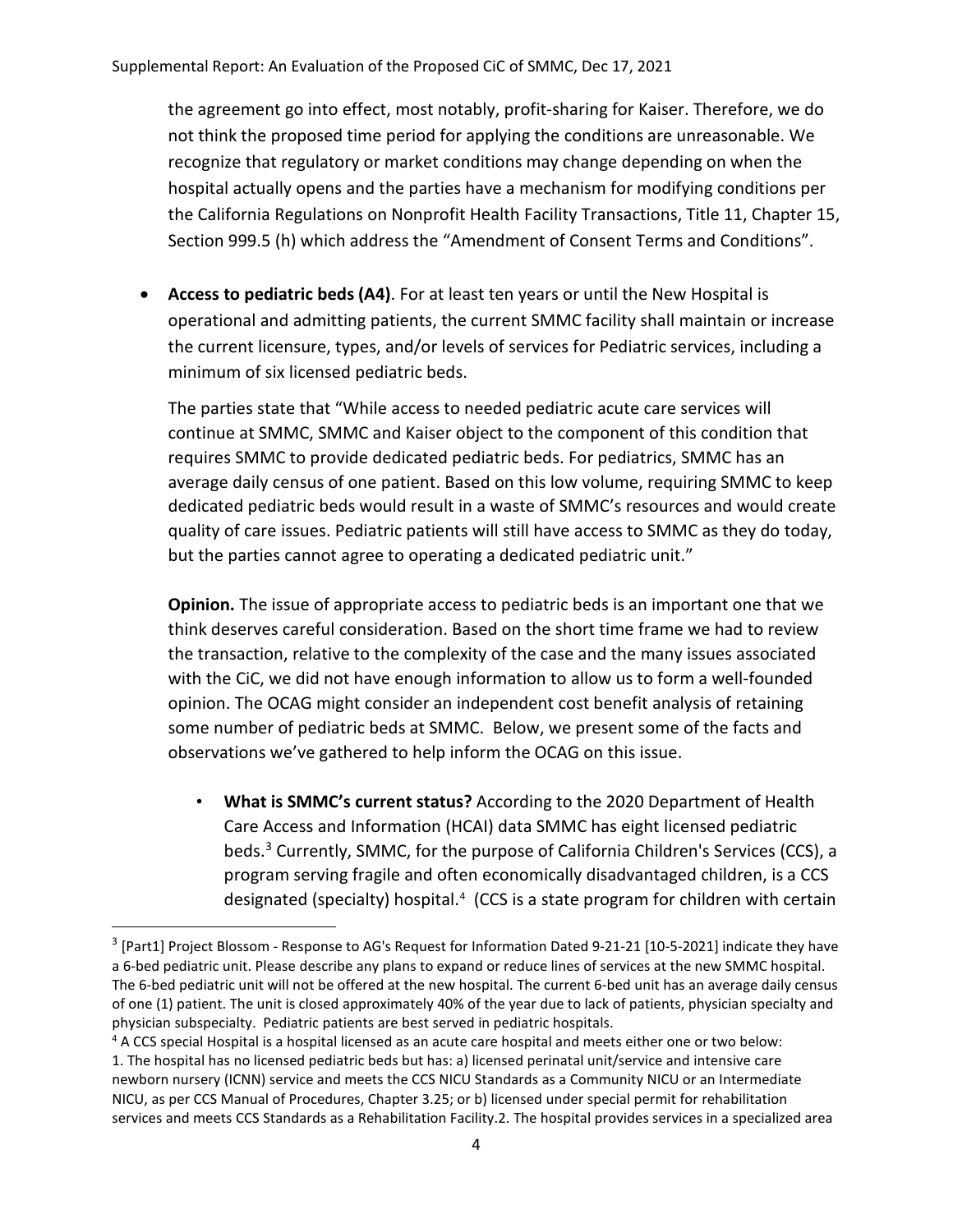the agreement go into effect, most notably, profit-sharing for Kaiser. Therefore, we do not think the proposed time period for applying the conditions are unreasonable. We recognize that regulatory or market conditions may change depending on when the hospital actually opens and the parties have a mechanism for modifying conditions per the California Regulations on Nonprofit Health Facility Transactions, Title 11, Chapter 15, Section 999.5 (h) which address the "Amendment of Consent Terms and Conditions".

- **Access to pediatric beds (A4)**. For at least ten years or until the New Hospital is operational and admitting patients, the current SMMC facility shall maintain or increase the current licensure, types, and/or levels of services for Pediatric services, including a minimum of six licensed pediatric beds.

  The parties state that "While access to needed pediatric acute care services will continue at SMMC, SMMC and Kaiser object to the component of this condition that requires SMMC to provide dedicated pediatric beds. For pediatrics, SMMC has an average daily census of one patient. Based on this low volume, requiring SMMC to keep dedicated pediatric beds would result in a waste of SMMC's resources and would create quality of care issues. Pediatric patients will still have access to SMMC as they do today, but the parties cannot agree to operating a dedicated pediatric unit."

  **Opinion.** The issue of appropriate access to pediatric beds is an important one that we think deserves careful consideration. Based on the short time frame we had to review the transaction, relative to the complexity of the case and the many issues associated with the CiC, we did not have enough information to allow us to form a well-founded opinion. The OCAG might consider an independent cost benefit analysis of retaining some number of pediatric beds at SMMC. Below, we present some of the facts and observations we've gathered to help inform the OCAG on this issue.

  - **What is SMMC's current status?** According to the 2020 Department of Health Care Access and Information (HCAI) data SMMC has eight licensed pediatric beds.[3] Currently, SMMC, for the purpose of California Children's Services (CCS), a program serving fragile and often economically disadvantaged children, is a CCS designated (specialty) hospital.[4] (CCS is a state program for children with certain

---

[3] [Part1] Project Blossom - Response to AG's Request for Information Dated 9-21-21 [10-5-2021] indicate they have a 6-bed pediatric unit. Please describe any plans to expand or reduce lines of services at the new SMMC hospital. The 6-bed pediatric unit will not be offered at the new hospital. The current 6-bed unit has an average daily census of one (1) patient. The unit is closed approximately 40% of the year due to lack of patients, physician specialty and physician subspecialty. Pediatric patients are best served in pediatric hospitals.

[4] A CCS special Hospital is a hospital licensed as an acute care hospital and meets either one or two below: 1. The hospital has no licensed pediatric beds but has: a) licensed perinatal unit/service and intensive care newborn nursery (ICNN) service and meets the CCS NICU Standards as a Community NICU or an Intermediate NICU, as per CCS Manual of Procedures, Chapter 3.25; or b) licensed under special permit for rehabilitation services and meets CCS Standards as a Rehabilitation Facility.2. The hospital provides services in a specialized area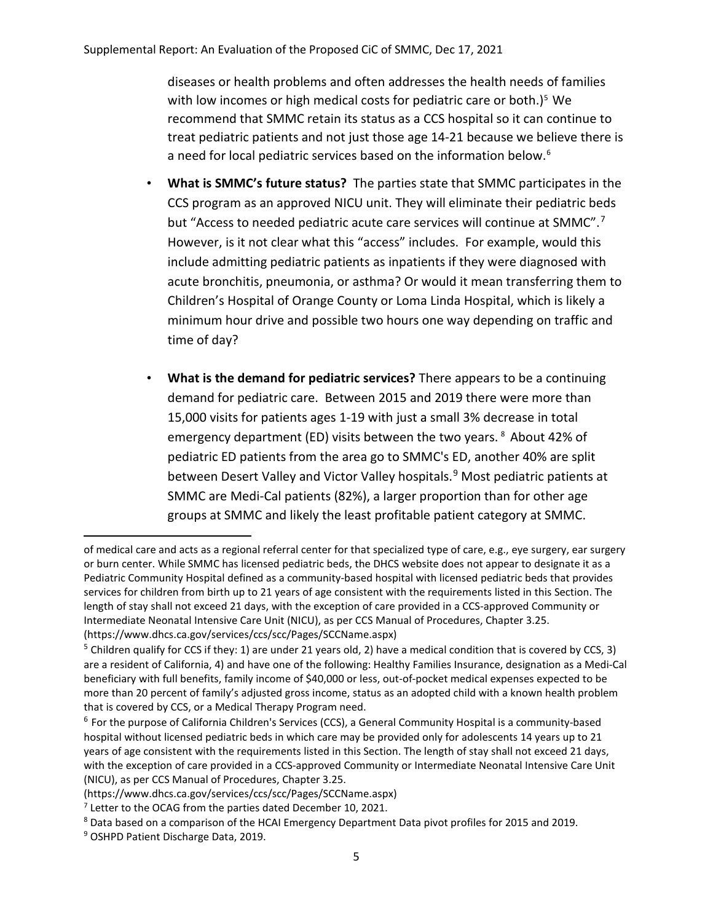diseases or health problems and often addresses the health needs of families with low incomes or high medical costs for pediatric care or both.)[5] We recommend that SMMC retain its status as a CCS hospital so it can continue to treat pediatric patients and not just those age 14-21 because we believe there is a need for local pediatric services based on the information below.[6]

- **What is SMMC's future status?** The parties state that SMMC participates in the CCS program as an approved NICU unit. They will eliminate their pediatric beds but "Access to needed pediatric acute care services will continue at SMMC".[7] However, is it not clear what this "access" includes. For example, would this include admitting pediatric patients as inpatients if they were diagnosed with acute bronchitis, pneumonia, or asthma? Or would it mean transferring them to Children's Hospital of Orange County or Loma Linda Hospital, which is likely a minimum hour drive and possible two hours one way depending on traffic and time of day?

- **What is the demand for pediatric services?** There appears to be a continuing demand for pediatric care. Between 2015 and 2019 there were more than 15,000 visits for patients ages 1-19 with just a small 3% decrease in total emergency department (ED) visits between the two years.[8] About 42% of pediatric ED patients from the area go to SMMC's ED, another 40% are split between Desert Valley and Victor Valley hospitals.[9] Most pediatric patients at SMMC are Medi-Cal patients (82%), a larger proportion than for other age groups at SMMC and likely the least profitable patient category at SMMC.

---

of medical care and acts as a regional referral center for that specialized type of care, e.g., eye surgery, ear surgery or burn center. While SMMC has licensed pediatric beds, the DHCS website does not appear to designate it as a Pediatric Community Hospital defined as a community-based hospital with licensed pediatric beds that provides services for children from birth up to 21 years of age consistent with the requirements listed in this Section. The length of stay shall not exceed 21 days, with the exception of care provided in a CCS-approved Community or Intermediate Neonatal Intensive Care Unit (NICU), as per CCS Manual of Procedures, Chapter 3.25. (https://www.dhcs.ca.gov/services/ccs/scc/Pages/SCCName.aspx)

[5] Children qualify for CCS if they: 1) are under 21 years old, 2) have a medical condition that is covered by CCS, 3) are a resident of California, 4) and have one of the following: Healthy Families Insurance, designation as a Medi-Cal beneficiary with full benefits, family income of $40,000 or less, out-of-pocket medical expenses expected to be more than 20 percent of family's adjusted gross income, status as an adopted child with a known health problem that is covered by CCS, or a Medical Therapy Program need.

[6] For the purpose of California Children's Services (CCS), a General Community Hospital is a community-based hospital without licensed pediatric beds in which care may be provided only for adolescents 14 years up to 21 years of age consistent with the requirements listed in this Section. The length of stay shall not exceed 21 days, with the exception of care provided in a CCS-approved Community or Intermediate Neonatal Intensive Care Unit (NICU), as per CCS Manual of Procedures, Chapter 3.25. (https://www.dhcs.ca.gov/services/ccs/scc/Pages/SCCName.aspx)

[7] Letter to the OCAG from the parties dated December 10, 2021.

[8] Data based on a comparison of the HCAI Emergency Department Data pivot profiles for 2015 and 2019.

[9] OSHPD Patient Discharge Data, 2019.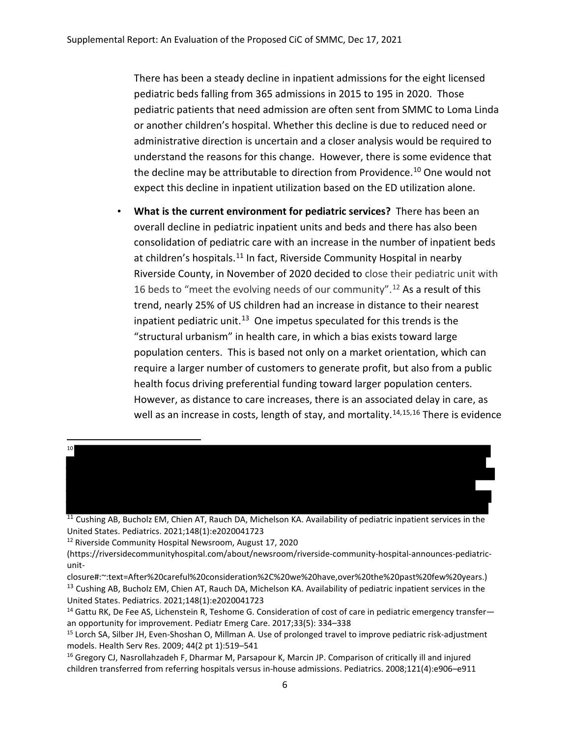There has been a steady decline in inpatient admissions for the eight licensed pediatric beds falling from 365 admissions in 2015 to 195 in 2020. Those pediatric patients that need admission are often sent from SMMC to Loma Linda or another children's hospital. Whether this decline is due to reduced need or administrative direction is uncertain and a closer analysis would be required to understand the reasons for this change. However, there is some evidence that the decline may be attributable to direction from Providence.[10] One would not expect this decline in inpatient utilization based on the ED utilization alone.

- **What is the current environment for pediatric services?** There has been an overall decline in pediatric inpatient units and beds and there has also been consolidation of pediatric care with an increase in the number of inpatient beds at children's hospitals.[11] In fact, Riverside Community Hospital in nearby Riverside County, in November of 2020 decided to close their pediatric unit with 16 beds to "meet the evolving needs of our community".[12] As a result of this trend, nearly 25% of US children had an increase in distance to their nearest inpatient pediatric unit.[13] One impetus speculated for this trends is the "structural urbanism" in health care, in which a bias exists toward large population centers. This is based not only on a market orientation, which can require a larger number of customers to generate profit, but also from a public health focus driving preferential funding toward larger population centers. However, as distance to care increases, there is an associated delay in care, as well as an increase in costs, length of stay, and mortality.[14,15,16] There is evidence

---

[10] [REDACTED]

[11] Cushing AB, Bucholz EM, Chien AT, Rauch DA, Michelson KA. Availability of pediatric inpatient services in the United States. Pediatrics. 2021;148(1):e2020041723

[12] Riverside Community Hospital Newsroom, August 17, 2020 (https://riversidecommunityhospital.com/about/newsroom/riverside-community-hospital-announces-pediatric-unit-closure#:~:text=After%20careful%20consideration%2C%20we%20have,over%20the%20past%20few%20years.)

[13] Cushing AB, Bucholz EM, Chien AT, Rauch DA, Michelson KA. Availability of pediatric inpatient services in the United States. Pediatrics. 2021;148(1):e2020041723

[14] Gattu RK, De Fee AS, Lichenstein R, Teshome G. Consideration of cost of care in pediatric emergency transfer—an opportunity for improvement. Pediatr Emerg Care. 2017;33(5): 334–338

[15] Lorch SA, Silber JH, Even-Shoshan O, Millman A. Use of prolonged travel to improve pediatric risk-adjustment models. Health Serv Res. 2009; 44(2 pt 1):519–541

[16] Gregory CJ, Nasrollahzadeh F, Dharmar M, Parsapour K, Marcin JP. Comparison of critically ill and injured children transferred from referring hospitals versus in-house admissions. Pediatrics. 2008;121(4):e906–e911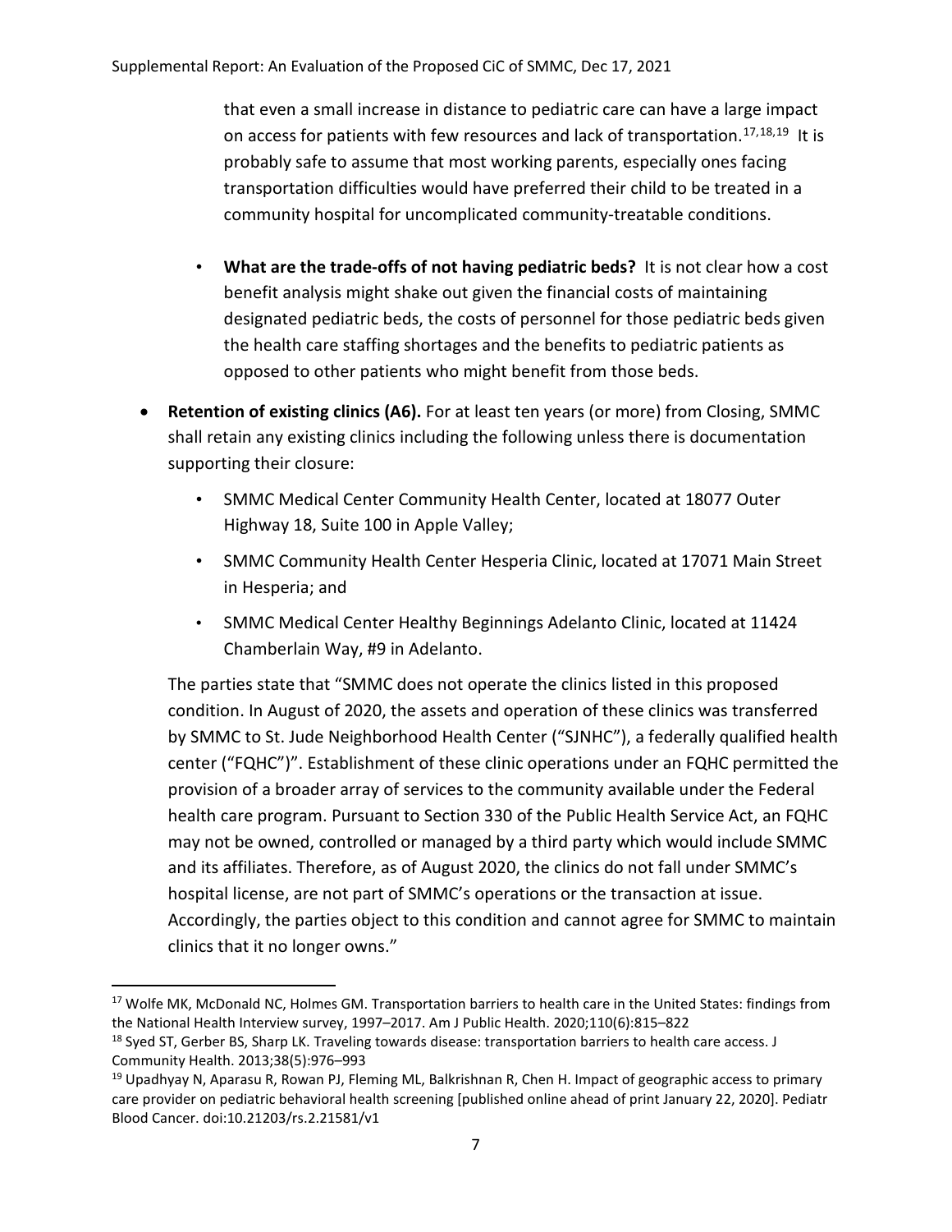that even a small increase in distance to pediatric care can have a large impact on access for patients with few resources and lack of transportation.[17,18,19] It is probably safe to assume that most working parents, especially ones facing transportation difficulties would have preferred their child to be treated in a community hospital for uncomplicated community-treatable conditions.

- **What are the trade-offs of not having pediatric beds?** It is not clear how a cost benefit analysis might shake out given the financial costs of maintaining designated pediatric beds, the costs of personnel for those pediatric beds given the health care staffing shortages and the benefits to pediatric patients as opposed to other patients who might benefit from those beds.

- **Retention of existing clinics (A6).** For at least ten years (or more) from Closing, SMMC shall retain any existing clinics including the following unless there is documentation supporting their closure:
  - SMMC Medical Center Community Health Center, located at 18077 Outer Highway 18, Suite 100 in Apple Valley;
  - SMMC Community Health Center Hesperia Clinic, located at 17071 Main Street in Hesperia; and
  - SMMC Medical Center Healthy Beginnings Adelanto Clinic, located at 11424 Chamberlain Way, #9 in Adelanto.

  The parties state that "SMMC does not operate the clinics listed in this proposed condition. In August of 2020, the assets and operation of these clinics was transferred by SMMC to St. Jude Neighborhood Health Center ("SJNHC"), a federally qualified health center ("FQHC")". Establishment of these clinic operations under an FQHC permitted the provision of a broader array of services to the community available under the Federal health care program. Pursuant to Section 330 of the Public Health Service Act, an FQHC may not be owned, controlled or managed by a third party which would include SMMC and its affiliates. Therefore, as of August 2020, the clinics do not fall under SMMC's hospital license, are not part of SMMC's operations or the transaction at issue. Accordingly, the parties object to this condition and cannot agree for SMMC to maintain clinics that it no longer owns."

---

[17] Wolfe MK, McDonald NC, Holmes GM. Transportation barriers to health care in the United States: findings from the National Health Interview survey, 1997–2017. Am J Public Health. 2020;110(6):815–822

[18] Syed ST, Gerber BS, Sharp LK. Traveling towards disease: transportation barriers to health care access. J Community Health. 2013;38(5):976–993

[19] Upadhyay N, Aparasu R, Rowan PJ, Fleming ML, Balkrishnan R, Chen H. Impact of geographic access to primary care provider on pediatric behavioral health screening [published online ahead of print January 22, 2020]. Pediatr Blood Cancer. doi:10.21203/rs.2.21581/v1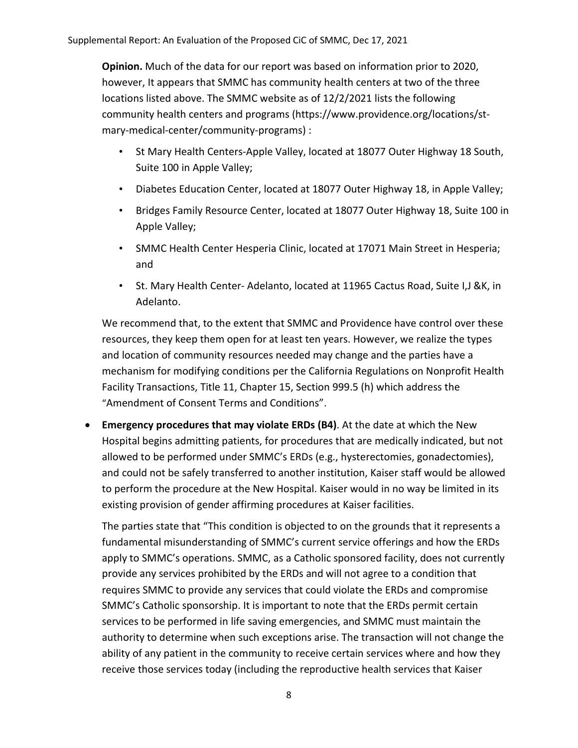**Opinion.** Much of the data for our report was based on information prior to 2020, however, It appears that SMMC has community health centers at two of the three locations listed above. The SMMC website as of 12/2/2021 lists the following community health centers and programs (https://www.providence.org/locations/st-mary-medical-center/community-programs) :

- St Mary Health Centers-Apple Valley, located at 18077 Outer Highway 18 South, Suite 100 in Apple Valley;
- Diabetes Education Center, located at 18077 Outer Highway 18, in Apple Valley;
- Bridges Family Resource Center, located at 18077 Outer Highway 18, Suite 100 in Apple Valley;
- SMMC Health Center Hesperia Clinic, located at 17071 Main Street in Hesperia; and
- St. Mary Health Center- Adelanto, located at 11965 Cactus Road, Suite I,J &K, in Adelanto.

We recommend that, to the extent that SMMC and Providence have control over these resources, they keep them open for at least ten years. However, we realize the types and location of community resources needed may change and the parties have a mechanism for modifying conditions per the California Regulations on Nonprofit Health Facility Transactions, Title 11, Chapter 15, Section 999.5 (h) which address the "Amendment of Consent Terms and Conditions".

- **Emergency procedures that may violate ERDs (B4)**. At the date at which the New Hospital begins admitting patients, for procedures that are medically indicated, but not allowed to be performed under SMMC's ERDs (e.g., hysterectomies, gonadectomies), and could not be safely transferred to another institution, Kaiser staff would be allowed to perform the procedure at the New Hospital. Kaiser would in no way be limited in its existing provision of gender affirming procedures at Kaiser facilities.

  The parties state that "This condition is objected to on the grounds that it represents a fundamental misunderstanding of SMMC's current service offerings and how the ERDs apply to SMMC's operations. SMMC, as a Catholic sponsored facility, does not currently provide any services prohibited by the ERDs and will not agree to a condition that requires SMMC to provide any services that could violate the ERDs and compromise SMMC's Catholic sponsorship. It is important to note that the ERDs permit certain services to be performed in life saving emergencies, and SMMC must maintain the authority to determine when such exceptions arise. The transaction will not change the ability of any patient in the community to receive certain services where and how they receive those services today (including the reproductive health services that Kaiser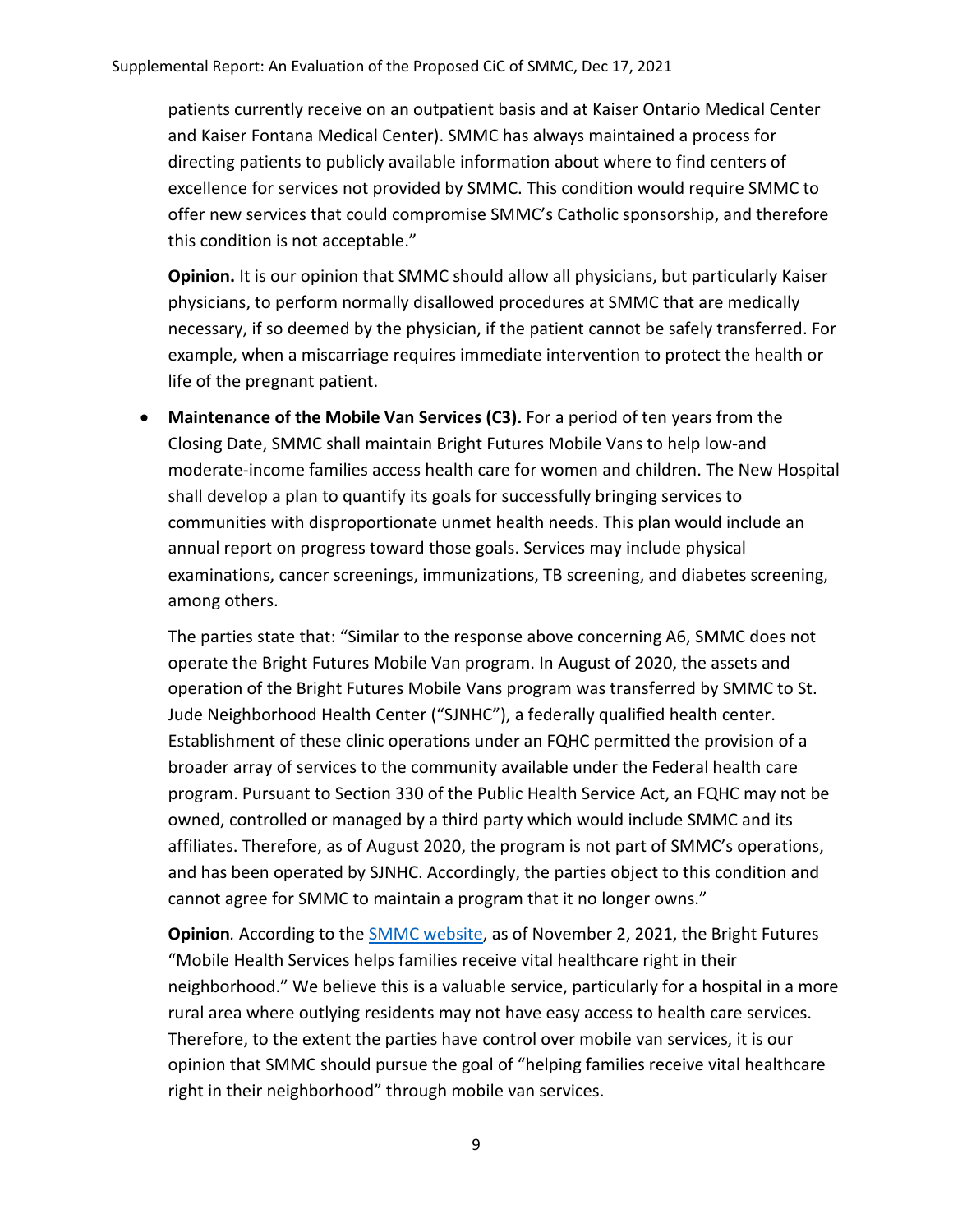patients currently receive on an outpatient basis and at Kaiser Ontario Medical Center and Kaiser Fontana Medical Center). SMMC has always maintained a process for directing patients to publicly available information about where to find centers of excellence for services not provided by SMMC. This condition would require SMMC to offer new services that could compromise SMMC's Catholic sponsorship, and therefore this condition is not acceptable."

**Opinion.** It is our opinion that SMMC should allow all physicians, but particularly Kaiser physicians, to perform normally disallowed procedures at SMMC that are medically necessary, if so deemed by the physician, if the patient cannot be safely transferred. For example, when a miscarriage requires immediate intervention to protect the health or life of the pregnant patient.

- **Maintenance of the Mobile Van Services (C3).** For a period of ten years from the Closing Date, SMMC shall maintain Bright Futures Mobile Vans to help low-and moderate-income families access health care for women and children. The New Hospital shall develop a plan to quantify its goals for successfully bringing services to communities with disproportionate unmet health needs. This plan would include an annual report on progress toward those goals. Services may include physical examinations, cancer screenings, immunizations, TB screening, and diabetes screening, among others.

  The parties state that: "Similar to the response above concerning A6, SMMC does not operate the Bright Futures Mobile Van program. In August of 2020, the assets and operation of the Bright Futures Mobile Vans program was transferred by SMMC to St. Jude Neighborhood Health Center ("SJNHC"), a federally qualified health center. Establishment of these clinic operations under an FQHC permitted the provision of a broader array of services to the community available under the Federal health care program. Pursuant to Section 330 of the Public Health Service Act, an FQHC may not be owned, controlled or managed by a third party which would include SMMC and its affiliates. Therefore, as of August 2020, the program is not part of SMMC's operations, and has been operated by SJNHC. Accordingly, the parties object to this condition and cannot agree for SMMC to maintain a program that it no longer owns."

  **Opinion**. According to the SMMC website, as of November 2, 2021, the Bright Futures "Mobile Health Services helps families receive vital healthcare right in their neighborhood." We believe this is a valuable service, particularly for a hospital in a more rural area where outlying residents may not have easy access to health care services. Therefore, to the extent the parties have control over mobile van services, it is our opinion that SMMC should pursue the goal of "helping families receive vital healthcare right in their neighborhood" through mobile van services.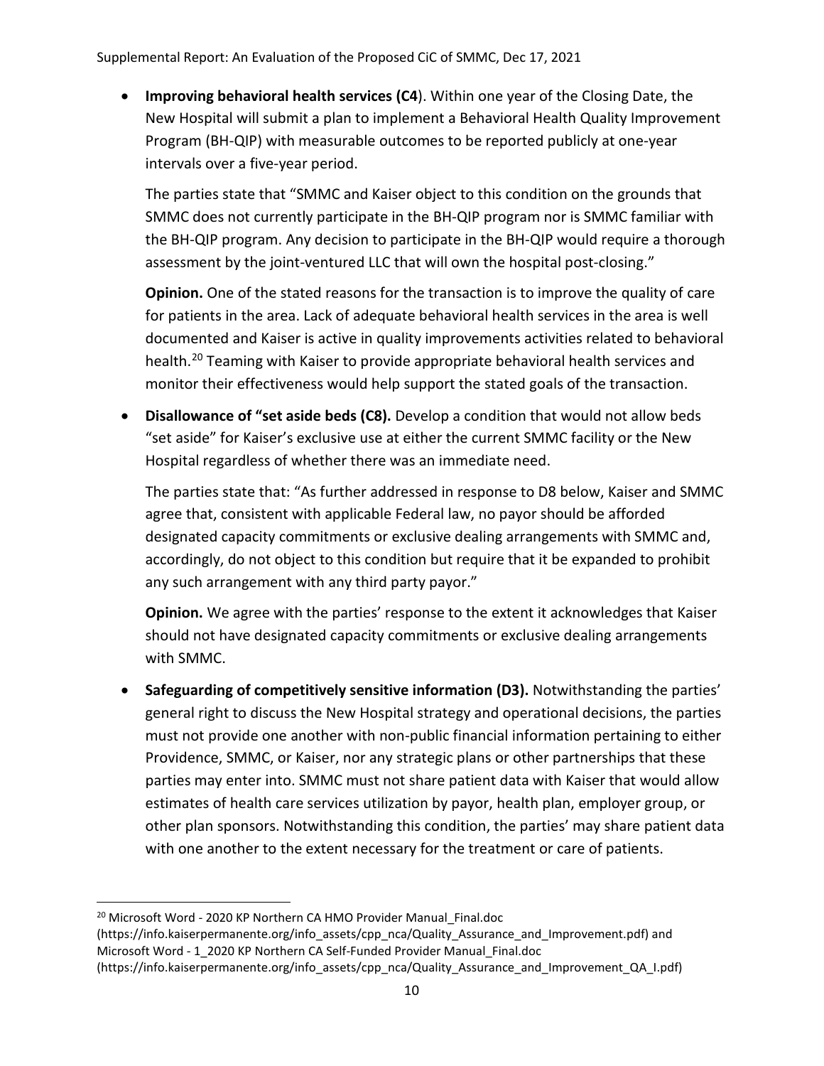- **Improving behavioral health services (C4**). Within one year of the Closing Date, the New Hospital will submit a plan to implement a Behavioral Health Quality Improvement Program (BH-QIP) with measurable outcomes to be reported publicly at one-year intervals over a five-year period.

  The parties state that "SMMC and Kaiser object to this condition on the grounds that SMMC does not currently participate in the BH-QIP program nor is SMMC familiar with the BH-QIP program. Any decision to participate in the BH-QIP would require a thorough assessment by the joint-ventured LLC that will own the hospital post-closing."

  **Opinion.** One of the stated reasons for the transaction is to improve the quality of care for patients in the area. Lack of adequate behavioral health services in the area is well documented and Kaiser is active in quality improvements activities related to behavioral health.[20] Teaming with Kaiser to provide appropriate behavioral health services and monitor their effectiveness would help support the stated goals of the transaction.

- **Disallowance of "set aside beds (C8).** Develop a condition that would not allow beds "set aside" for Kaiser's exclusive use at either the current SMMC facility or the New Hospital regardless of whether there was an immediate need.

  The parties state that: "As further addressed in response to D8 below, Kaiser and SMMC agree that, consistent with applicable Federal law, no payor should be afforded designated capacity commitments or exclusive dealing arrangements with SMMC and, accordingly, do not object to this condition but require that it be expanded to prohibit any such arrangement with any third party payor."

  **Opinion.** We agree with the parties' response to the extent it acknowledges that Kaiser should not have designated capacity commitments or exclusive dealing arrangements with SMMC.

- **Safeguarding of competitively sensitive information (D3).** Notwithstanding the parties' general right to discuss the New Hospital strategy and operational decisions, the parties must not provide one another with non-public financial information pertaining to either Providence, SMMC, or Kaiser, nor any strategic plans or other partnerships that these parties may enter into. SMMC must not share patient data with Kaiser that would allow estimates of health care services utilization by payor, health plan, employer group, or other plan sponsors. Notwithstanding this condition, the parties' may share patient data with one another to the extent necessary for the treatment or care of patients.

---

[20] Microsoft Word - 2020 KP Northern CA HMO Provider Manual_Final.doc (https://info.kaiserpermanente.org/info_assets/cpp_nca/Quality_Assurance_and_Improvement.pdf) and Microsoft Word - 1_2020 KP Northern CA Self-Funded Provider Manual_Final.doc (https://info.kaiserpermanente.org/info_assets/cpp_nca/Quality_Assurance_and_Improvement_QA_I.pdf)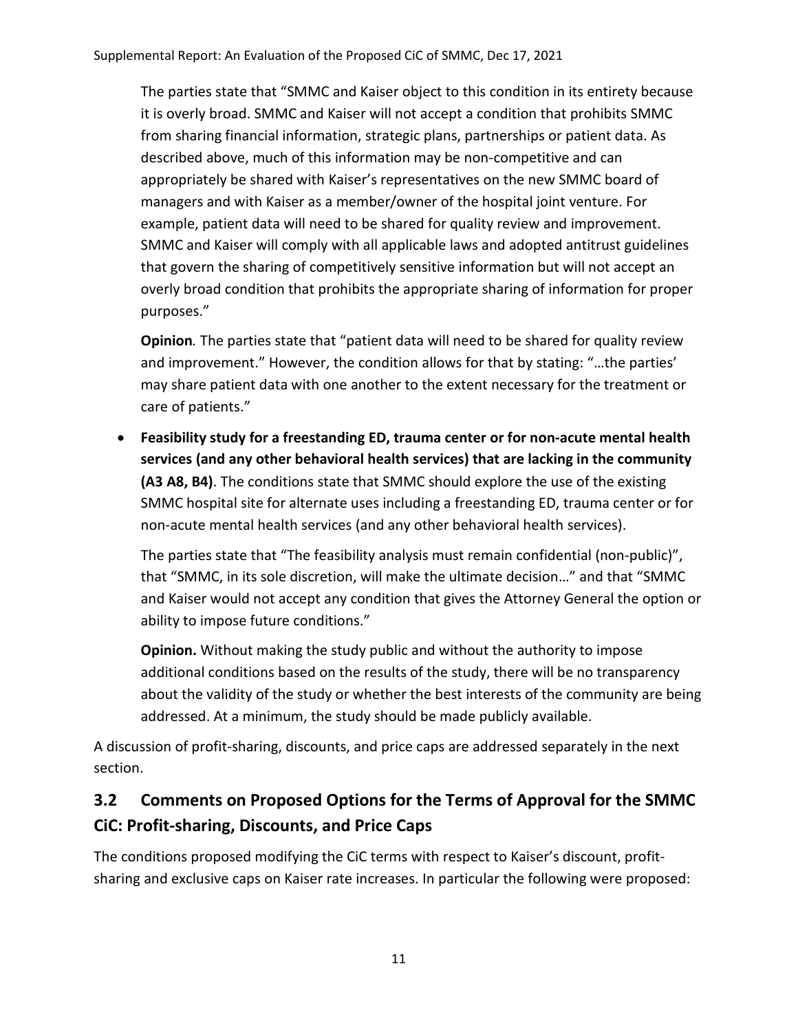The parties state that "SMMC and Kaiser object to this condition in its entirety because it is overly broad. SMMC and Kaiser will not accept a condition that prohibits SMMC from sharing financial information, strategic plans, partnerships or patient data. As described above, much of this information may be non-competitive and can appropriately be shared with Kaiser's representatives on the new SMMC board of managers and with Kaiser as a member/owner of the hospital joint venture. For example, patient data will need to be shared for quality review and improvement. SMMC and Kaiser will comply with all applicable laws and adopted antitrust guidelines that govern the sharing of competitively sensitive information but will not accept an overly broad condition that prohibits the appropriate sharing of information for proper purposes."

***Opinion*.** The parties state that "patient data will need to be shared for quality review and improvement." However, the condition allows for that by stating: "…the parties' may share patient data with one another to the extent necessary for the treatment or care of patients."

- **Feasibility study for a freestanding ED, trauma center or for non-acute mental health services (and any other behavioral health services) that are lacking in the community (A3 A8, B4)**. The conditions state that SMMC should explore the use of the existing SMMC hospital site for alternate uses including a freestanding ED, trauma center or for non-acute mental health services (and any other behavioral health services).

  The parties state that "The feasibility analysis must remain confidential (non-public)", that "SMMC, in its sole discretion, will make the ultimate decision…" and that "SMMC and Kaiser would not accept any condition that gives the Attorney General the option or ability to impose future conditions."

  **Opinion.** Without making the study public and without the authority to impose additional conditions based on the results of the study, there will be no transparency about the validity of the study or whether the best interests of the community are being addressed. At a minimum, the study should be made publicly available.

A discussion of profit-sharing, discounts, and price caps are addressed separately in the next section.

## 3.2 Comments on Proposed Options for the Terms of Approval for the SMMC CiC: Profit-sharing, Discounts, and Price Caps

The conditions proposed modifying the CiC terms with respect to Kaiser's discount, profit-sharing and exclusive caps on Kaiser rate increases. In particular the following were proposed: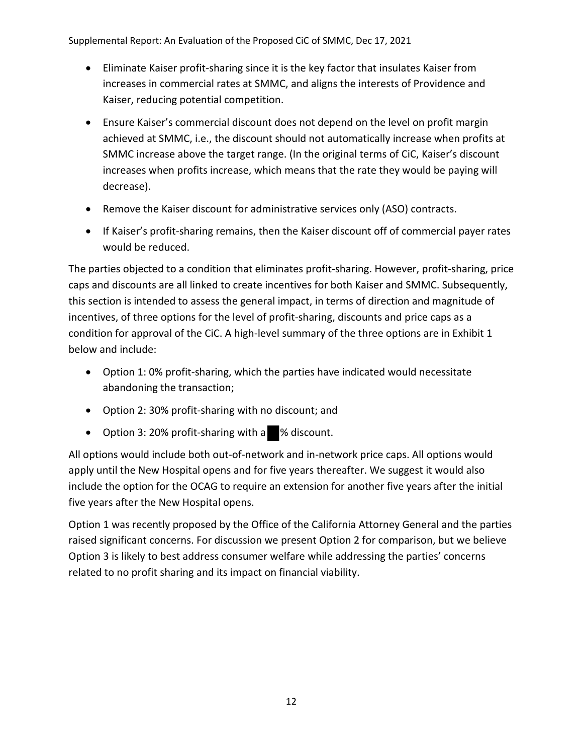- Eliminate Kaiser profit-sharing since it is the key factor that insulates Kaiser from increases in commercial rates at SMMC, and aligns the interests of Providence and Kaiser, reducing potential competition.
- Ensure Kaiser's commercial discount does not depend on the level on profit margin achieved at SMMC, i.e., the discount should not automatically increase when profits at SMMC increase above the target range. (In the original terms of CiC, Kaiser's discount increases when profits increase, which means that the rate they would be paying will decrease).
- Remove the Kaiser discount for administrative services only (ASO) contracts.
- If Kaiser's profit-sharing remains, then the Kaiser discount off of commercial payer rates would be reduced.

The parties objected to a condition that eliminates profit-sharing. However, profit-sharing, price caps and discounts are all linked to create incentives for both Kaiser and SMMC. Subsequently, this section is intended to assess the general impact, in terms of direction and magnitude of incentives, of three options for the level of profit-sharing, discounts and price caps as a condition for approval of the CiC. A high-level summary of the three options are in Exhibit 1 below and include:

- Option 1: 0% profit-sharing, which the parties have indicated would necessitate abandoning the transaction;
- Option 2: 30% profit-sharing with no discount; and
- Option 3: 20% profit-sharing with a ██% discount.

All options would include both out-of-network and in-network price caps. All options would apply until the New Hospital opens and for five years thereafter. We suggest it would also include the option for the OCAG to require an extension for another five years after the initial five years after the New Hospital opens.

Option 1 was recently proposed by the Office of the California Attorney General and the parties raised significant concerns. For discussion we present Option 2 for comparison, but we believe Option 3 is likely to best address consumer welfare while addressing the parties' concerns related to no profit sharing and its impact on financial viability.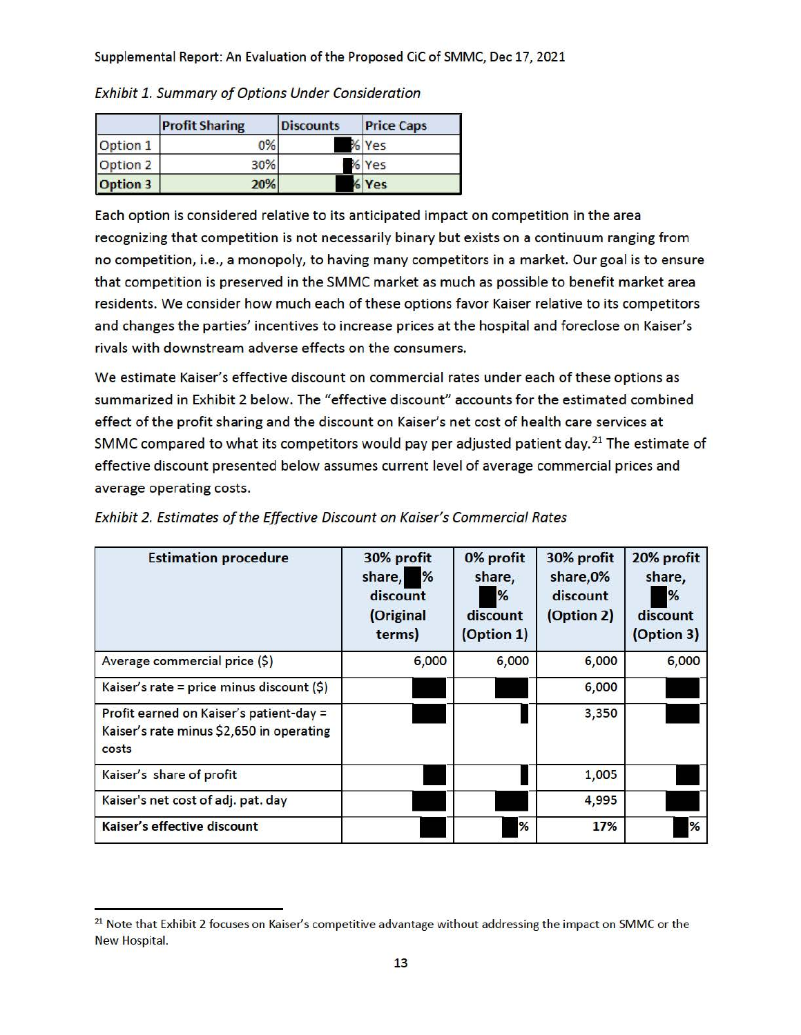*Exhibit 1. Summary of Options Under Consideration*

| | Profit Sharing | Discounts | Price Caps |
|---|---|---|---|
| Option 1 | 0% | █% | Yes |
| Option 2 | 30% | █% | Yes |
| **Option 3** | **20%** | █% | **Yes** |

Each option is considered relative to its anticipated impact on competition in the area recognizing that competition is not necessarily binary but exists on a continuum ranging from no competition, i.e., a monopoly, to having many competitors in a market. Our goal is to ensure that competition is preserved in the SMMC market as much as possible to benefit market area residents. We consider how much each of these options favor Kaiser relative to its competitors and changes the parties' incentives to increase prices at the hospital and foreclose on Kaiser's rivals with downstream adverse effects on the consumers.

We estimate Kaiser's effective discount on commercial rates under each of these options as summarized in Exhibit 2 below. The "effective discount" accounts for the estimated combined effect of the profit sharing and the discount on Kaiser's net cost of health care services at SMMC compared to what its competitors would pay per adjusted patient day.[21] The estimate of effective discount presented below assumes current level of average commercial prices and average operating costs.

*Exhibit 2. Estimates of the Effective Discount on Kaiser's Commercial Rates*

| Estimation procedure | 30% profit share, █% discount (Original terms) | 0% profit share, █% discount (Option 1) | 30% profit share,0% discount (Option 2) | 20% profit share, █% discount (Option 3) |
|---|---|---|---|---|
| Average commercial price ($) | 6,000 | 6,000 | 6,000 | 6,000 |
| Kaiser's rate = price minus discount ($) | █ | █ | 6,000 | █ |
| Profit earned on Kaiser's patient-day = Kaiser's rate minus $2,650 in operating costs | █ | █ | 3,350 | █ |
| Kaiser's share of profit | █ | █ | 1,005 | █ |
| Kaiser's net cost of adj. pat. day | █ | █ | 4,995 | █ |
| **Kaiser's effective discount** | █ | █% | 17% | █% |

[21] Note that Exhibit 2 focuses on Kaiser's competitive advantage without addressing the impact on SMMC or the New Hospital.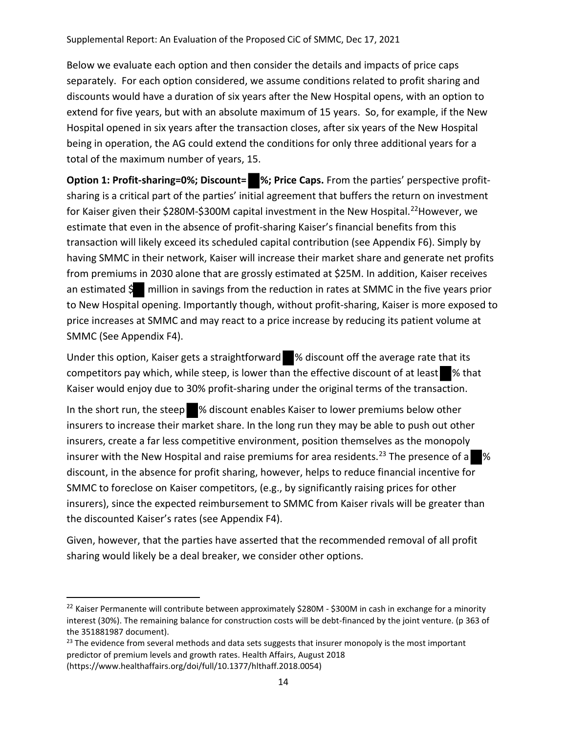Below we evaluate each option and then consider the details and impacts of price caps separately. For each option considered, we assume conditions related to profit sharing and discounts would have a duration of six years after the New Hospital opens, with an option to extend for five years, but with an absolute maximum of 15 years. So, for example, if the New Hospital opened in six years after the transaction closes, after six years of the New Hospital being in operation, the AG could extend the conditions for only three additional years for a total of the maximum number of years, 15.

**Option 1: Profit-sharing=0%; Discount= ██%; Price Caps.** From the parties' perspective profit-sharing is a critical part of the parties' initial agreement that buffers the return on investment for Kaiser given their $280M-$300M capital investment in the New Hospital.[22] However, we estimate that even in the absence of profit-sharing Kaiser's financial benefits from this transaction will likely exceed its scheduled capital contribution (see Appendix F6). Simply by having SMMC in their network, Kaiser will increase their market share and generate net profits from premiums in 2030 alone that are grossly estimated at $25M. In addition, Kaiser receives an estimated $██ million in savings from the reduction in rates at SMMC in the five years prior to New Hospital opening. Importantly though, without profit-sharing, Kaiser is more exposed to price increases at SMMC and may react to a price increase by reducing its patient volume at SMMC (See Appendix F4).

Under this option, Kaiser gets a straightforward ██% discount off the average rate that its competitors pay which, while steep, is lower than the effective discount of at least ██% that Kaiser would enjoy due to 30% profit-sharing under the original terms of the transaction.

In the short run, the steep ██% discount enables Kaiser to lower premiums below other insurers to increase their market share. In the long run they may be able to push out other insurers, create a far less competitive environment, position themselves as the monopoly insurer with the New Hospital and raise premiums for area residents.[23] The presence of a ██% discount, in the absence for profit sharing, however, helps to reduce financial incentive for SMMC to foreclose on Kaiser competitors, (e.g., by significantly raising prices for other insurers), since the expected reimbursement to SMMC from Kaiser rivals will be greater than the discounted Kaiser's rates (see Appendix F4).

Given, however, that the parties have asserted that the recommended removal of all profit sharing would likely be a deal breaker, we consider other options.

---

[22] Kaiser Permanente will contribute between approximately $280M - $300M in cash in exchange for a minority interest (30%). The remaining balance for construction costs will be debt-financed by the joint venture. (p 363 of the 351881987 document).

[23] The evidence from several methods and data sets suggests that insurer monopoly is the most important predictor of premium levels and growth rates. Health Affairs, August 2018 (https://www.healthaffairs.org/doi/full/10.1377/hlthaff.2018.0054)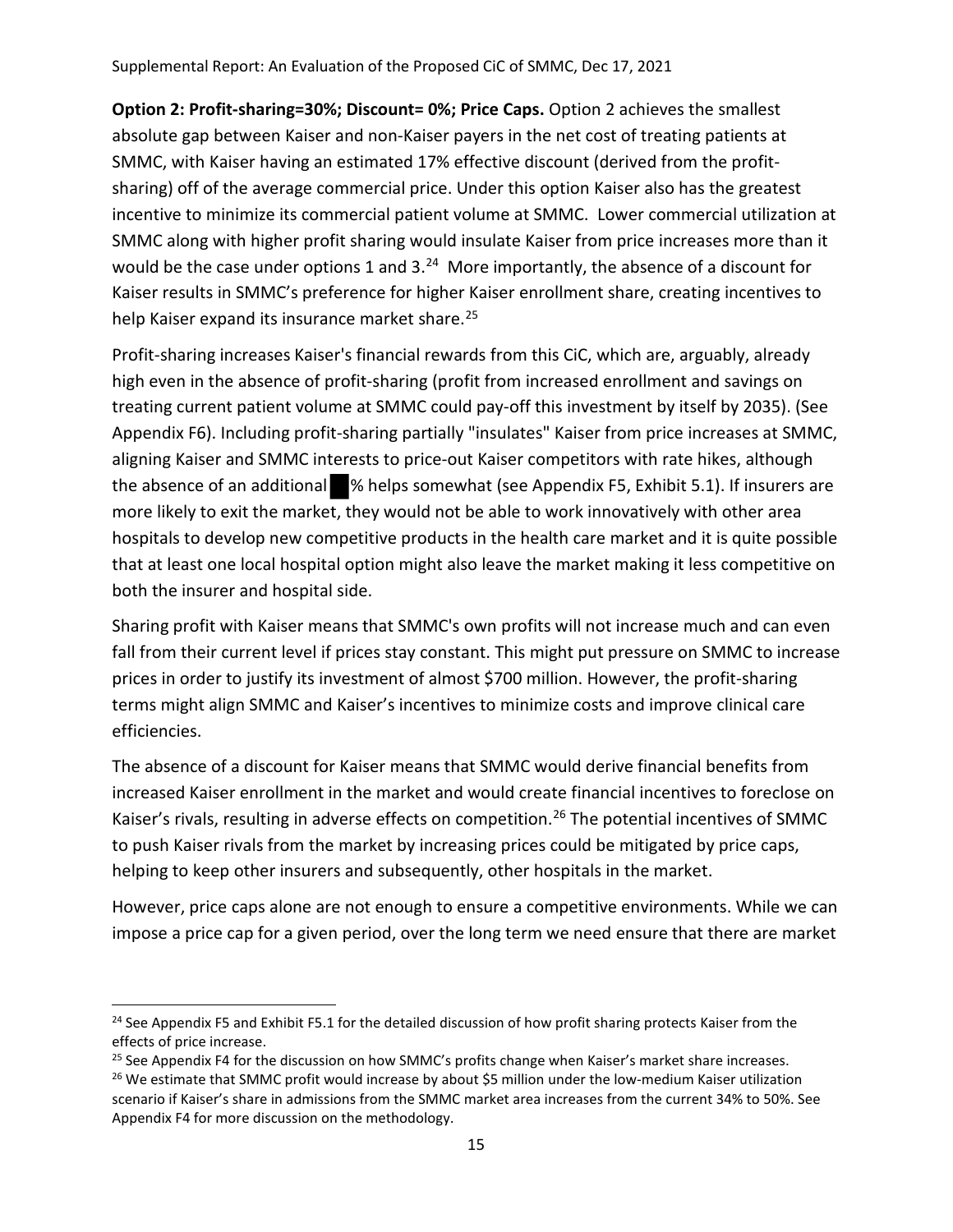**Option 2: Profit-sharing=30%; Discount= 0%; Price Caps.** Option 2 achieves the smallest absolute gap between Kaiser and non-Kaiser payers in the net cost of treating patients at SMMC, with Kaiser having an estimated 17% effective discount (derived from the profit-sharing) off of the average commercial price. Under this option Kaiser also has the greatest incentive to minimize its commercial patient volume at SMMC. Lower commercial utilization at SMMC along with higher profit sharing would insulate Kaiser from price increases more than it would be the case under options 1 and 3.[24] More importantly, the absence of a discount for Kaiser results in SMMC's preference for higher Kaiser enrollment share, creating incentives to help Kaiser expand its insurance market share.[25]

Profit-sharing increases Kaiser's financial rewards from this CiC, which are, arguably, already high even in the absence of profit-sharing (profit from increased enrollment and savings on treating current patient volume at SMMC could pay-off this investment by itself by 2035). (See Appendix F6). Including profit-sharing partially "insulates" Kaiser from price increases at SMMC, aligning Kaiser and SMMC interests to price-out Kaiser competitors with rate hikes, although the absence of an additional ██% helps somewhat (see Appendix F5, Exhibit 5.1). If insurers are more likely to exit the market, they would not be able to work innovatively with other area hospitals to develop new competitive products in the health care market and it is quite possible that at least one local hospital option might also leave the market making it less competitive on both the insurer and hospital side.

Sharing profit with Kaiser means that SMMC's own profits will not increase much and can even fall from their current level if prices stay constant. This might put pressure on SMMC to increase prices in order to justify its investment of almost $700 million. However, the profit-sharing terms might align SMMC and Kaiser's incentives to minimize costs and improve clinical care efficiencies.

The absence of a discount for Kaiser means that SMMC would derive financial benefits from increased Kaiser enrollment in the market and would create financial incentives to foreclose on Kaiser's rivals, resulting in adverse effects on competition.[26] The potential incentives of SMMC to push Kaiser rivals from the market by increasing prices could be mitigated by price caps, helping to keep other insurers and subsequently, other hospitals in the market.

However, price caps alone are not enough to ensure a competitive environments. While we can impose a price cap for a given period, over the long term we need ensure that there are market

[24] See Appendix F5 and Exhibit F5.1 for the detailed discussion of how profit sharing protects Kaiser from the effects of price increase.

[25] See Appendix F4 for the discussion on how SMMC's profits change when Kaiser's market share increases.

[26] We estimate that SMMC profit would increase by about $5 million under the low-medium Kaiser utilization scenario if Kaiser's share in admissions from the SMMC market area increases from the current 34% to 50%. See Appendix F4 for more discussion on the methodology.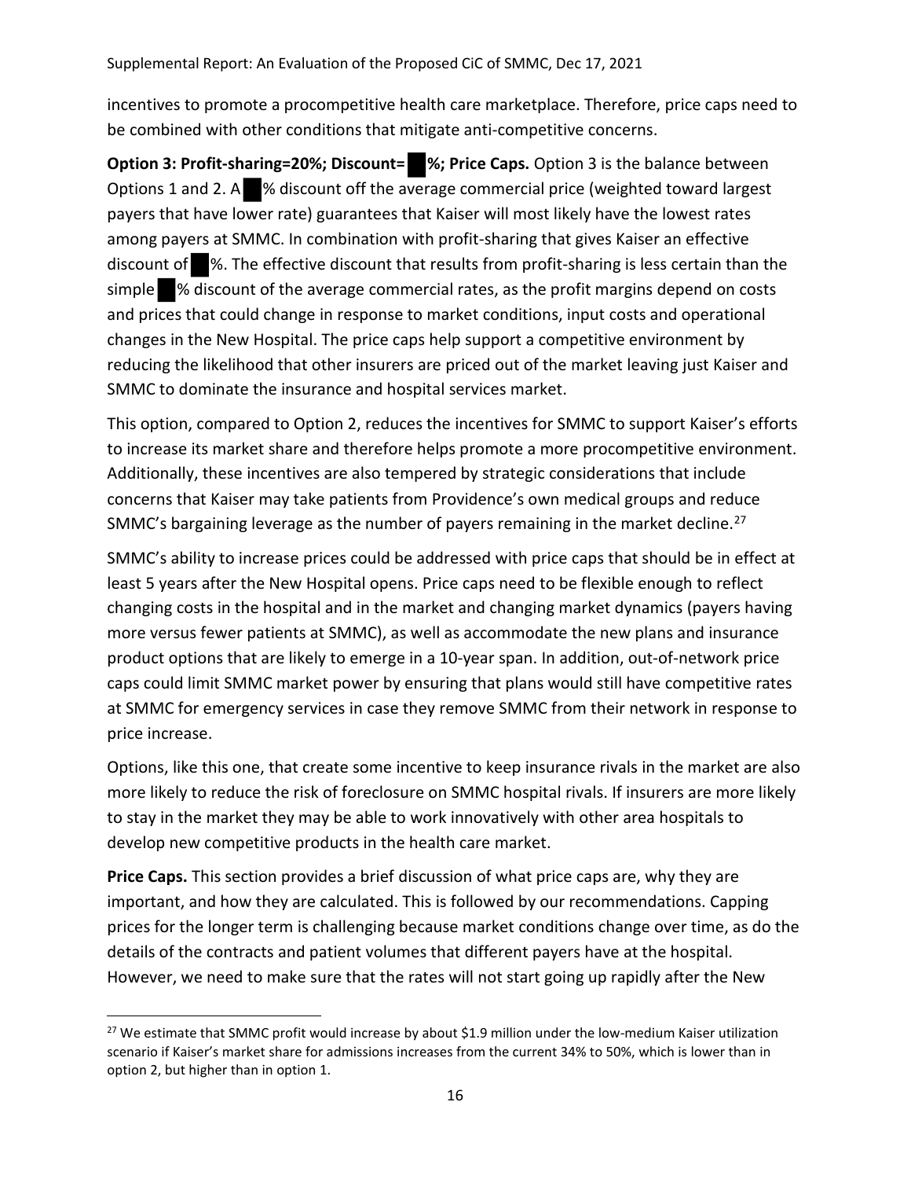incentives to promote a procompetitive health care marketplace. Therefore, price caps need to be combined with other conditions that mitigate anti-competitive concerns.

**Option 3: Profit-sharing=20%; Discount=██%; Price Caps.** Option 3 is the balance between Options 1 and 2. A ██% discount off the average commercial price (weighted toward largest payers that have lower rate) guarantees that Kaiser will most likely have the lowest rates among payers at SMMC. In combination with profit-sharing that gives Kaiser an effective discount of ██%. The effective discount that results from profit-sharing is less certain than the simple ██% discount of the average commercial rates, as the profit margins depend on costs and prices that could change in response to market conditions, input costs and operational changes in the New Hospital. The price caps help support a competitive environment by reducing the likelihood that other insurers are priced out of the market leaving just Kaiser and SMMC to dominate the insurance and hospital services market.

This option, compared to Option 2, reduces the incentives for SMMC to support Kaiser's efforts to increase its market share and therefore helps promote a more procompetitive environment. Additionally, these incentives are also tempered by strategic considerations that include concerns that Kaiser may take patients from Providence's own medical groups and reduce SMMC's bargaining leverage as the number of payers remaining in the market decline.[27]

SMMC's ability to increase prices could be addressed with price caps that should be in effect at least 5 years after the New Hospital opens. Price caps need to be flexible enough to reflect changing costs in the hospital and in the market and changing market dynamics (payers having more versus fewer patients at SMMC), as well as accommodate the new plans and insurance product options that are likely to emerge in a 10-year span. In addition, out-of-network price caps could limit SMMC market power by ensuring that plans would still have competitive rates at SMMC for emergency services in case they remove SMMC from their network in response to price increase.

Options, like this one, that create some incentive to keep insurance rivals in the market are also more likely to reduce the risk of foreclosure on SMMC hospital rivals. If insurers are more likely to stay in the market they may be able to work innovatively with other area hospitals to develop new competitive products in the health care market.

**Price Caps.** This section provides a brief discussion of what price caps are, why they are important, and how they are calculated. This is followed by our recommendations. Capping prices for the longer term is challenging because market conditions change over time, as do the details of the contracts and patient volumes that different payers have at the hospital. However, we need to make sure that the rates will not start going up rapidly after the New

---

[27] We estimate that SMMC profit would increase by about $1.9 million under the low-medium Kaiser utilization scenario if Kaiser's market share for admissions increases from the current 34% to 50%, which is lower than in option 2, but higher than in option 1.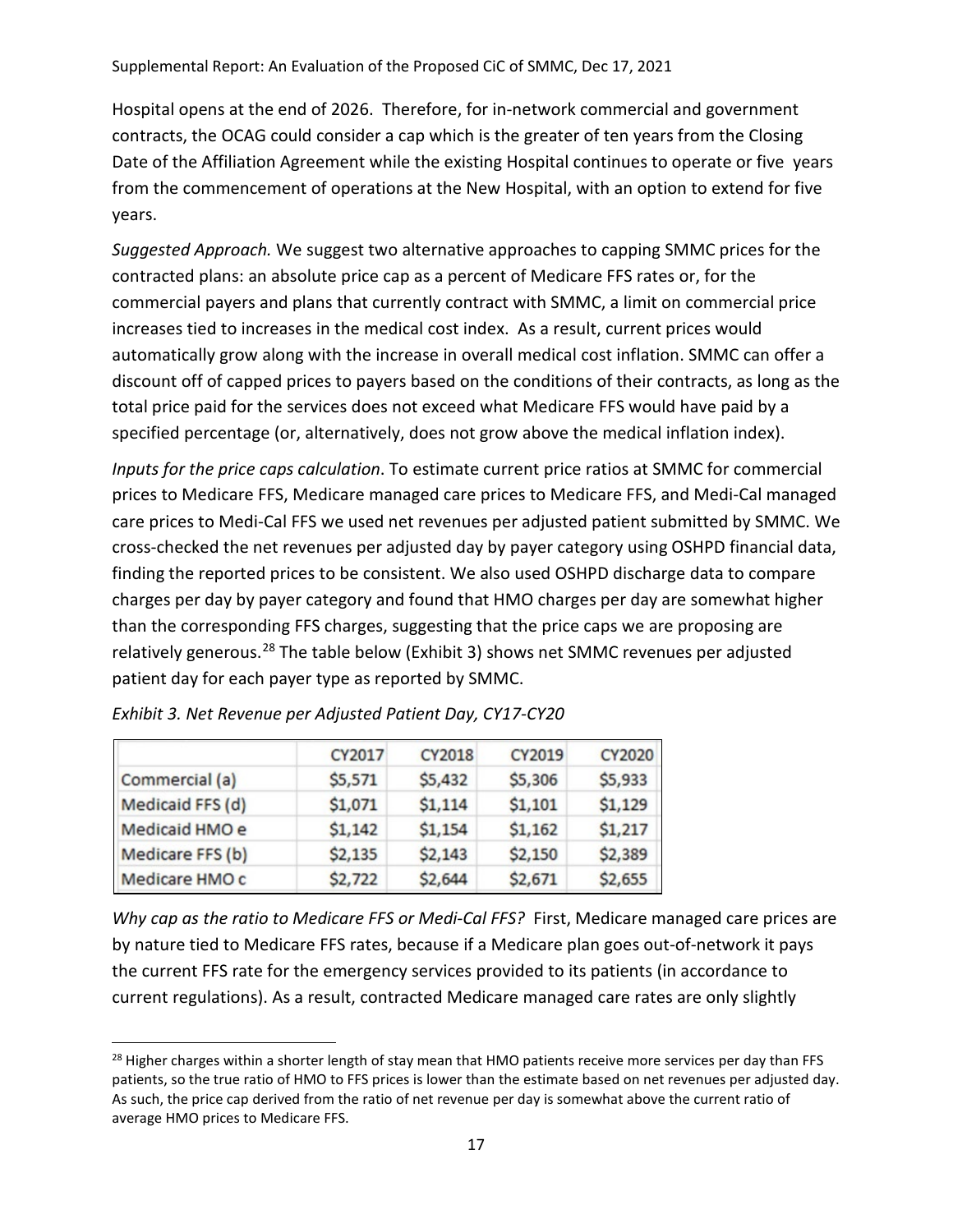Hospital opens at the end of 2026. Therefore, for in-network commercial and government contracts, the OCAG could consider a cap which is the greater of ten years from the Closing Date of the Affiliation Agreement while the existing Hospital continues to operate or five years from the commencement of operations at the New Hospital, with an option to extend for five years.

*Suggested Approach.* We suggest two alternative approaches to capping SMMC prices for the contracted plans: an absolute price cap as a percent of Medicare FFS rates or, for the commercial payers and plans that currently contract with SMMC, a limit on commercial price increases tied to increases in the medical cost index. As a result, current prices would automatically grow along with the increase in overall medical cost inflation. SMMC can offer a discount off of capped prices to payers based on the conditions of their contracts, as long as the total price paid for the services does not exceed what Medicare FFS would have paid by a specified percentage (or, alternatively, does not grow above the medical inflation index).

*Inputs for the price caps calculation*. To estimate current price ratios at SMMC for commercial prices to Medicare FFS, Medicare managed care prices to Medicare FFS, and Medi-Cal managed care prices to Medi-Cal FFS we used net revenues per adjusted patient submitted by SMMC. We cross-checked the net revenues per adjusted day by payer category using OSHPD financial data, finding the reported prices to be consistent. We also used OSHPD discharge data to compare charges per day by payer category and found that HMO charges per day are somewhat higher than the corresponding FFS charges, suggesting that the price caps we are proposing are relatively generous.[28] The table below (Exhibit 3) shows net SMMC revenues per adjusted patient day for each payer type as reported by SMMC.

*Exhibit 3. Net Revenue per Adjusted Patient Day, CY17-CY20*

| | CY2017 | CY2018 | CY2019 | CY2020 |
|---|---|---|---|---|
| Commercial (a) | $5,571 | $5,432 | $5,306 | $5,933 |
| Medicaid FFS (d) | $1,071 | $1,114 | $1,101 | $1,129 |
| Medicaid HMO e | $1,142 | $1,154 | $1,162 | $1,217 |
| Medicare FFS (b) | $2,135 | $2,143 | $2,150 | $2,389 |
| Medicare HMO c | $2,722 | $2,644 | $2,671 | $2,655 |

*Why cap as the ratio to Medicare FFS or Medi-Cal FFS?* First, Medicare managed care prices are by nature tied to Medicare FFS rates, because if a Medicare plan goes out-of-network it pays the current FFS rate for the emergency services provided to its patients (in accordance to current regulations). As a result, contracted Medicare managed care rates are only slightly

[28] Higher charges within a shorter length of stay mean that HMO patients receive more services per day than FFS patients, so the true ratio of HMO to FFS prices is lower than the estimate based on net revenues per adjusted day. As such, the price cap derived from the ratio of net revenue per day is somewhat above the current ratio of average HMO prices to Medicare FFS.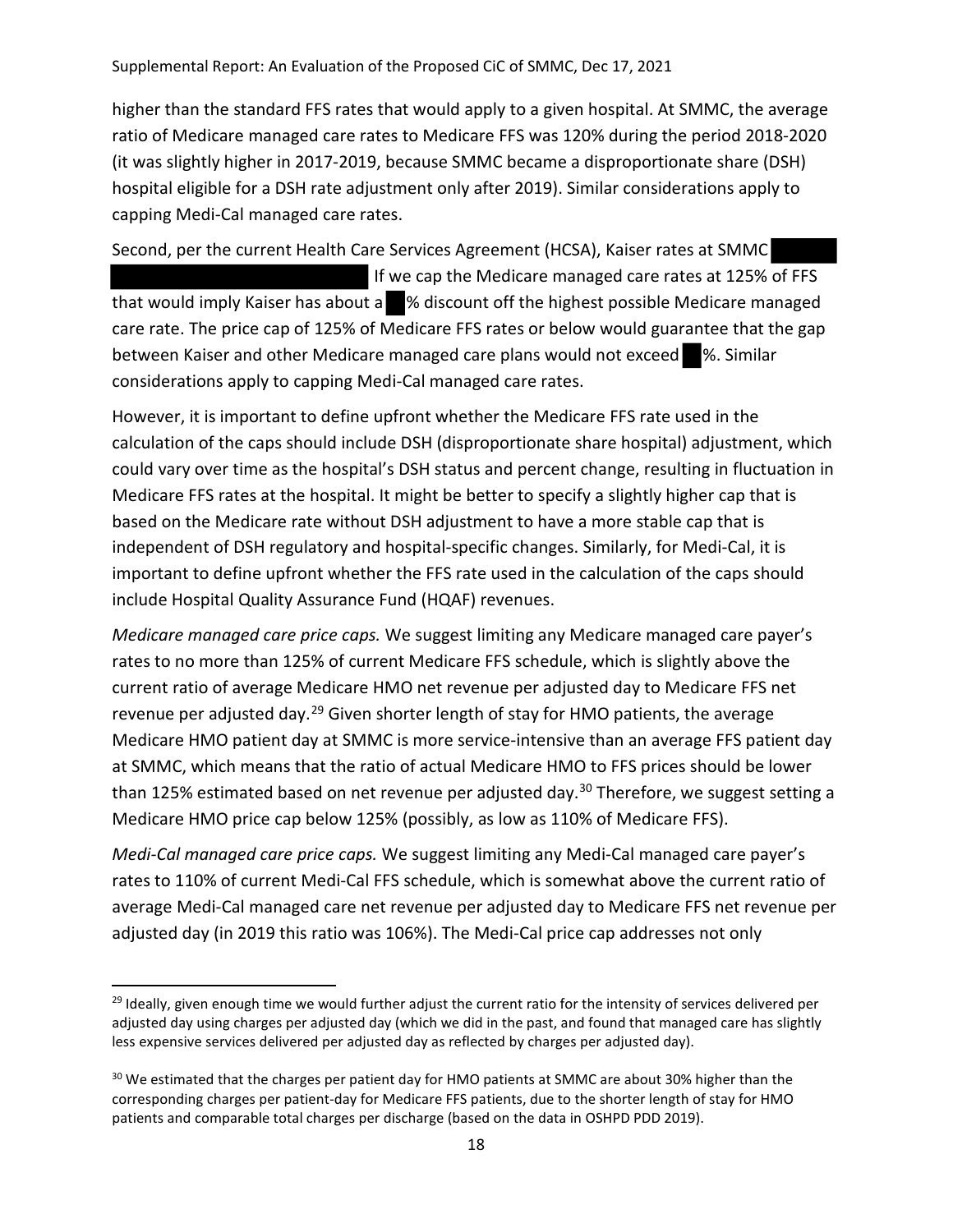higher than the standard FFS rates that would apply to a given hospital. At SMMC, the average ratio of Medicare managed care rates to Medicare FFS was 120% during the period 2018-2020 (it was slightly higher in 2017-2019, because SMMC became a disproportionate share (DSH) hospital eligible for a DSH rate adjustment only after 2019). Similar considerations apply to capping Medi-Cal managed care rates.

Second, per the current Health Care Services Agreement (HCSA), Kaiser rates at SMMC [REDACTED] If we cap the Medicare managed care rates at 125% of FFS that would imply Kaiser has about a [REDACTED]% discount off the highest possible Medicare managed care rate. The price cap of 125% of Medicare FFS rates or below would guarantee that the gap between Kaiser and other Medicare managed care plans would not exceed [REDACTED]%. Similar considerations apply to capping Medi-Cal managed care rates.

However, it is important to define upfront whether the Medicare FFS rate used in the calculation of the caps should include DSH (disproportionate share hospital) adjustment, which could vary over time as the hospital's DSH status and percent change, resulting in fluctuation in Medicare FFS rates at the hospital. It might be better to specify a slightly higher cap that is based on the Medicare rate without DSH adjustment to have a more stable cap that is independent of DSH regulatory and hospital-specific changes. Similarly, for Medi-Cal, it is important to define upfront whether the FFS rate used in the calculation of the caps should include Hospital Quality Assurance Fund (HQAF) revenues.

*Medicare managed care price caps.* We suggest limiting any Medicare managed care payer's rates to no more than 125% of current Medicare FFS schedule, which is slightly above the current ratio of average Medicare HMO net revenue per adjusted day to Medicare FFS net revenue per adjusted day.[29] Given shorter length of stay for HMO patients, the average Medicare HMO patient day at SMMC is more service-intensive than an average FFS patient day at SMMC, which means that the ratio of actual Medicare HMO to FFS prices should be lower than 125% estimated based on net revenue per adjusted day.[30] Therefore, we suggest setting a Medicare HMO price cap below 125% (possibly, as low as 110% of Medicare FFS).

*Medi-Cal managed care price caps.* We suggest limiting any Medi-Cal managed care payer's rates to 110% of current Medi-Cal FFS schedule, which is somewhat above the current ratio of average Medi-Cal managed care net revenue per adjusted day to Medicare FFS net revenue per adjusted day (in 2019 this ratio was 106%). The Medi-Cal price cap addresses not only

---

[29] Ideally, given enough time we would further adjust the current ratio for the intensity of services delivered per adjusted day using charges per adjusted day (which we did in the past, and found that managed care has slightly less expensive services delivered per adjusted day as reflected by charges per adjusted day).

[30] We estimated that the charges per patient day for HMO patients at SMMC are about 30% higher than the corresponding charges per patient-day for Medicare FFS patients, due to the shorter length of stay for HMO patients and comparable total charges per discharge (based on the data in OSHPD PDD 2019).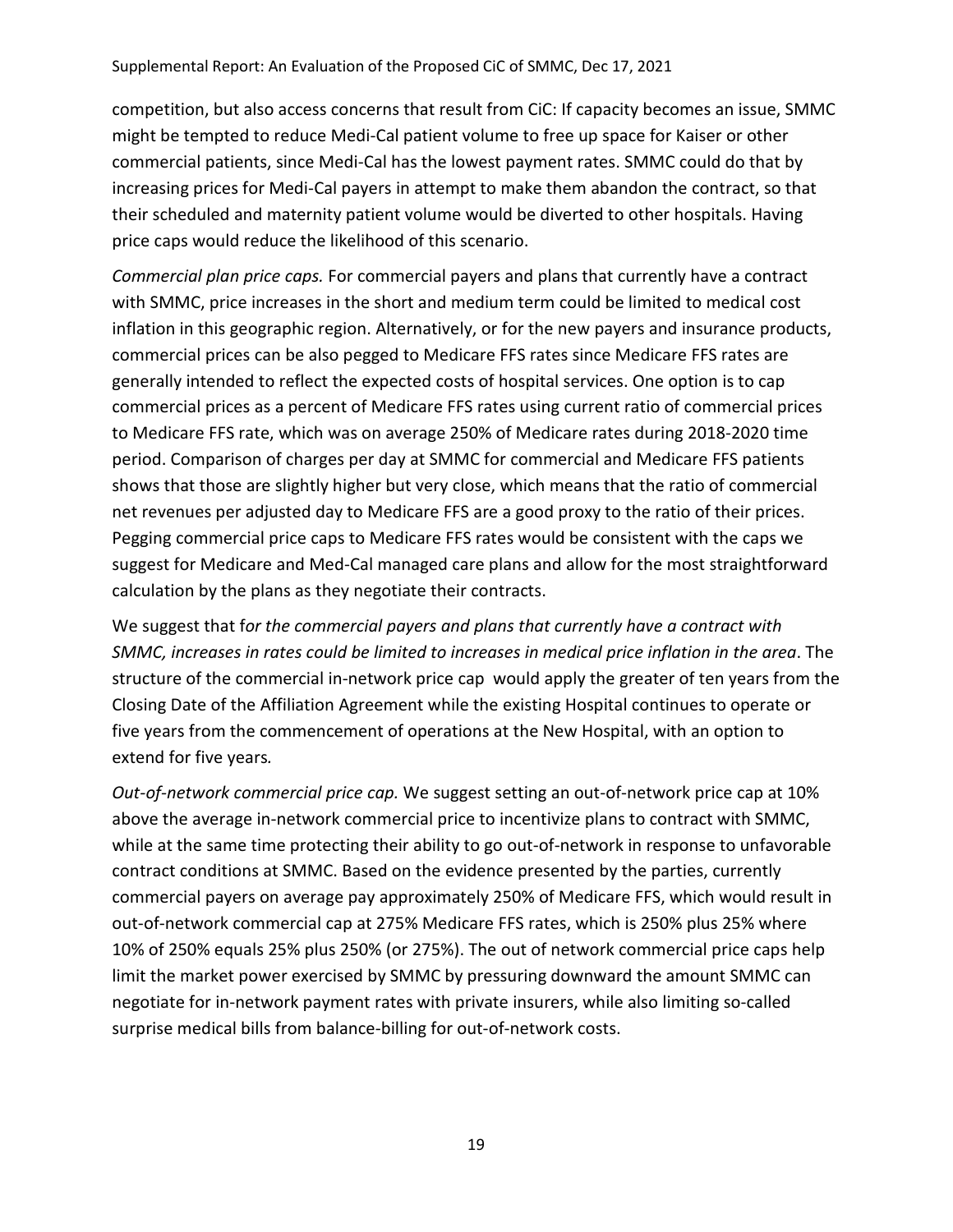competition, but also access concerns that result from CiC: If capacity becomes an issue, SMMC might be tempted to reduce Medi-Cal patient volume to free up space for Kaiser or other commercial patients, since Medi-Cal has the lowest payment rates. SMMC could do that by increasing prices for Medi-Cal payers in attempt to make them abandon the contract, so that their scheduled and maternity patient volume would be diverted to other hospitals. Having price caps would reduce the likelihood of this scenario.

*Commercial plan price caps.* For commercial payers and plans that currently have a contract with SMMC, price increases in the short and medium term could be limited to medical cost inflation in this geographic region. Alternatively, or for the new payers and insurance products, commercial prices can be also pegged to Medicare FFS rates since Medicare FFS rates are generally intended to reflect the expected costs of hospital services. One option is to cap commercial prices as a percent of Medicare FFS rates using current ratio of commercial prices to Medicare FFS rate, which was on average 250% of Medicare rates during 2018-2020 time period. Comparison of charges per day at SMMC for commercial and Medicare FFS patients shows that those are slightly higher but very close, which means that the ratio of commercial net revenues per adjusted day to Medicare FFS are a good proxy to the ratio of their prices. Pegging commercial price caps to Medicare FFS rates would be consistent with the caps we suggest for Medicare and Med-Cal managed care plans and allow for the most straightforward calculation by the plans as they negotiate their contracts.

We suggest that f*or the commercial payers and plans that currently have a contract with SMMC, increases in rates could be limited to increases in medical price inflation in the area*. The structure of the commercial in-network price cap would apply the greater of ten years from the Closing Date of the Affiliation Agreement while the existing Hospital continues to operate or five years from the commencement of operations at the New Hospital, with an option to extend for five years*.*

*Out-of-network commercial price cap.* We suggest setting an out-of-network price cap at 10% above the average in-network commercial price to incentivize plans to contract with SMMC, while at the same time protecting their ability to go out-of-network in response to unfavorable contract conditions at SMMC. Based on the evidence presented by the parties, currently commercial payers on average pay approximately 250% of Medicare FFS, which would result in out-of-network commercial cap at 275% Medicare FFS rates, which is 250% plus 25% where 10% of 250% equals 25% plus 250% (or 275%). The out of network commercial price caps help limit the market power exercised by SMMC by pressuring downward the amount SMMC can negotiate for in-network payment rates with private insurers, while also limiting so-called surprise medical bills from balance-billing for out-of-network costs.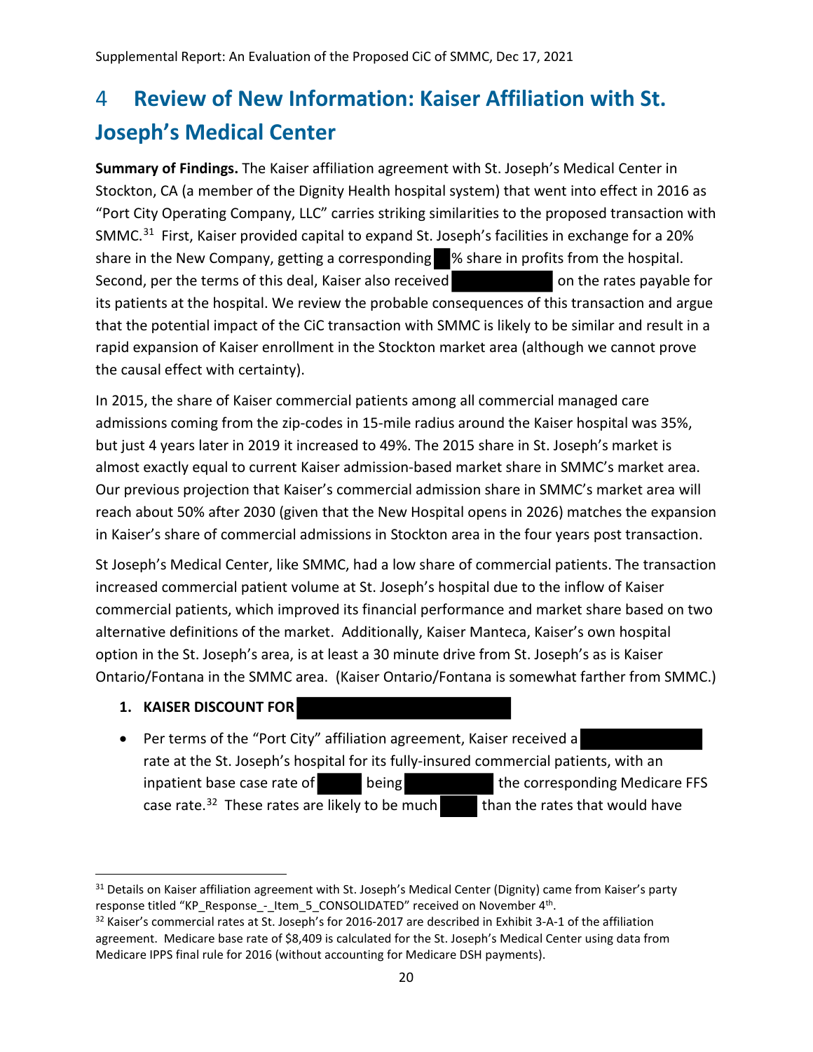# 4 Review of New Information: Kaiser Affiliation with St. Joseph's Medical Center

**Summary of Findings.** The Kaiser affiliation agreement with St. Joseph's Medical Center in Stockton, CA (a member of the Dignity Health hospital system) that went into effect in 2016 as "Port City Operating Company, LLC" carries striking similarities to the proposed transaction with SMMC.[31] First, Kaiser provided capital to expand St. Joseph's facilities in exchange for a 20% share in the New Company, getting a corresponding ██% share in profits from the hospital. Second, per the terms of this deal, Kaiser also received ██████████ on the rates payable for its patients at the hospital. We review the probable consequences of this transaction and argue that the potential impact of the CiC transaction with SMMC is likely to be similar and result in a rapid expansion of Kaiser enrollment in the Stockton market area (although we cannot prove the causal effect with certainty).

In 2015, the share of Kaiser commercial patients among all commercial managed care admissions coming from the zip-codes in 15-mile radius around the Kaiser hospital was 35%, but just 4 years later in 2019 it increased to 49%. The 2015 share in St. Joseph's market is almost exactly equal to current Kaiser admission-based market share in SMMC's market area. Our previous projection that Kaiser's commercial admission share in SMMC's market area will reach about 50% after 2030 (given that the New Hospital opens in 2026) matches the expansion in Kaiser's share of commercial admissions in Stockton area in the four years post transaction.

St Joseph's Medical Center, like SMMC, had a low share of commercial patients. The transaction increased commercial patient volume at St. Joseph's hospital due to the inflow of Kaiser commercial patients, which improved its financial performance and market share based on two alternative definitions of the market. Additionally, Kaiser Manteca, Kaiser's own hospital option in the St. Joseph's area, is at least a 30 minute drive from St. Joseph's as is Kaiser Ontario/Fontana in the SMMC area. (Kaiser Ontario/Fontana is somewhat farther from SMMC.)

1. **KAISER DISCOUNT FOR ██████████████████████**

- Per terms of the "Port City" affiliation agreement, Kaiser received a ██████████ rate at the St. Joseph's hospital for its fully-insured commercial patients, with an inpatient base case rate of ██████ being ██████████ the corresponding Medicare FFS case rate.[32] These rates are likely to be much ████ than the rates that would have

---

[31] Details on Kaiser affiliation agreement with St. Joseph's Medical Center (Dignity) came from Kaiser's party response titled "KP_Response_-_Item_5_CONSOLIDATED" received on November 4th.

[32] Kaiser's commercial rates at St. Joseph's for 2016-2017 are described in Exhibit 3-A-1 of the affiliation agreement. Medicare base rate of $8,409 is calculated for the St. Joseph's Medical Center using data from Medicare IPPS final rule for 2016 (without accounting for Medicare DSH payments).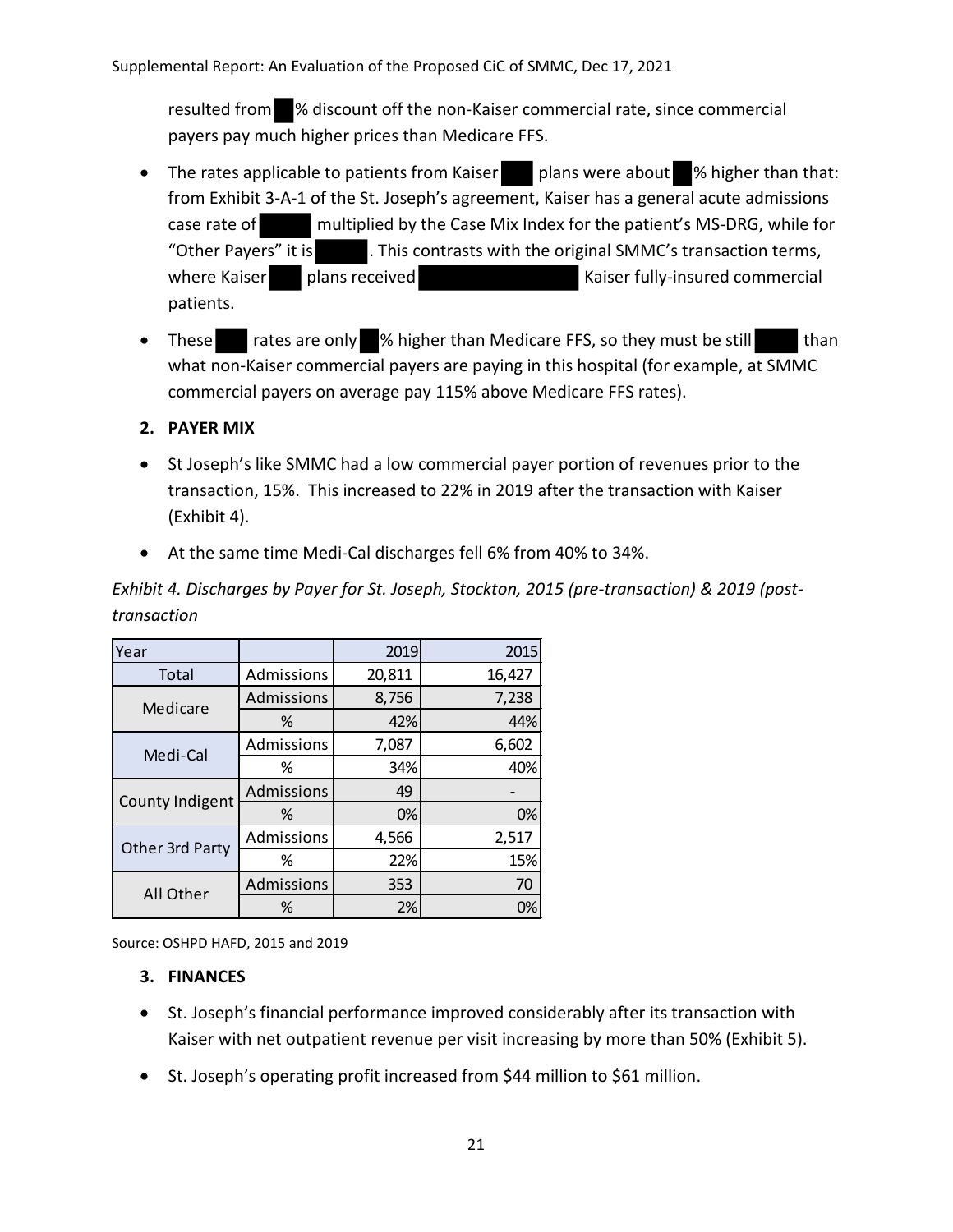resulted from ██% discount off the non-Kaiser commercial rate, since commercial payers pay much higher prices than Medicare FFS.

- The rates applicable to patients from Kaiser ███ plans were about ██% higher than that: from Exhibit 3-A-1 of the St. Joseph's agreement, Kaiser has a general acute admissions case rate of █████ multiplied by the Case Mix Index for the patient's MS-DRG, while for "Other Payers" it is █████. This contrasts with the original SMMC's transaction terms, where Kaiser ███ plans received ██████████████ Kaiser fully-insured commercial patients.
- These ███ rates are only ██% higher than Medicare FFS, so they must be still █████ than what non-Kaiser commercial payers are paying in this hospital (for example, at SMMC commercial payers on average pay 115% above Medicare FFS rates).

**2. PAYER MIX**

- St Joseph's like SMMC had a low commercial payer portion of revenues prior to the transaction, 15%. This increased to 22% in 2019 after the transaction with Kaiser (Exhibit 4).
- At the same time Medi-Cal discharges fell 6% from 40% to 34%.

*Exhibit 4. Discharges by Payer for St. Joseph, Stockton, 2015 (pre-transaction) & 2019 (post-transaction*

| Year | | 2019 | 2015 |
|---|---|---|---|
| Total | Admissions | 20,811 | 16,427 |
| Medicare | Admissions | 8,756 | 7,238 |
| | % | 42% | 44% |
| Medi-Cal | Admissions | 7,087 | 6,602 |
| | % | 34% | 40% |
| County Indigent | Admissions | 49 | - |
| | % | 0% | 0% |
| Other 3rd Party | Admissions | 4,566 | 2,517 |
| | % | 22% | 15% |
| All Other | Admissions | 353 | 70 |
| | % | 2% | 0% |

Source: OSHPD HAFD, 2015 and 2019

**3. FINANCES**

- St. Joseph's financial performance improved considerably after its transaction with Kaiser with net outpatient revenue per visit increasing by more than 50% (Exhibit 5).
- St. Joseph's operating profit increased from $44 million to $61 million.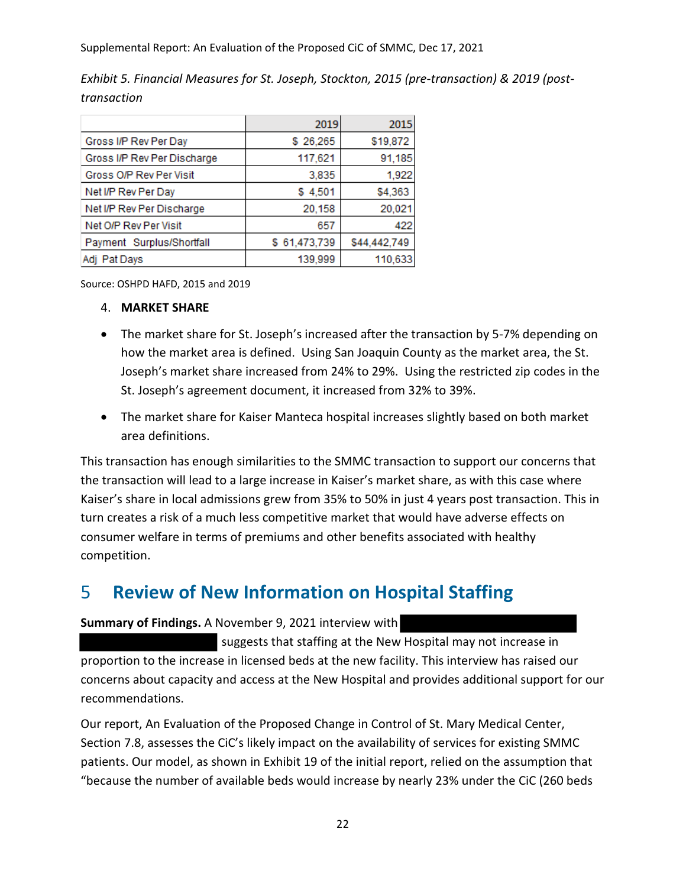*Exhibit 5. Financial Measures for St. Joseph, Stockton, 2015 (pre-transaction) & 2019 (post-transaction*

| | 2019 | 2015 |
|---|---|---|
| Gross I/P Rev Per Day | $ 26,265 | $19,872 |
| Gross I/P Rev Per Discharge | 117,621 | 91,185 |
| Gross O/P Rev Per Visit | 3,835 | 1,922 |
| Net I/P Rev Per Day | $ 4,501 | $4,363 |
| Net I/P Rev Per Discharge | 20,158 | 20,021 |
| Net O/P Rev Per Visit | 657 | 422 |
| Payment Surplus/Shortfall | $ 61,473,739 | $44,442,749 |
| Adj Pat Days | 139,999 | 110,633 |

Source: OSHPD HAFD, 2015 and 2019

4. **MARKET SHARE**

- The market share for St. Joseph's increased after the transaction by 5-7% depending on how the market area is defined. Using San Joaquin County as the market area, the St. Joseph's market share increased from 24% to 29%. Using the restricted zip codes in the St. Joseph's agreement document, it increased from 32% to 39%.
- The market share for Kaiser Manteca hospital increases slightly based on both market area definitions.

This transaction has enough similarities to the SMMC transaction to support our concerns that the transaction will lead to a large increase in Kaiser's market share, as with this case where Kaiser's share in local admissions grew from 35% to 50% in just 4 years post transaction. This in turn creates a risk of a much less competitive market that would have adverse effects on consumer welfare in terms of premiums and other benefits associated with healthy competition.

# 5 Review of New Information on Hospital Staffing

**Summary of Findings.** A November 9, 2021 interview with [REDACTED] suggests that staffing at the New Hospital may not increase in proportion to the increase in licensed beds at the new facility. This interview has raised our concerns about capacity and access at the New Hospital and provides additional support for our recommendations.

Our report, An Evaluation of the Proposed Change in Control of St. Mary Medical Center, Section 7.8, assesses the CiC's likely impact on the availability of services for existing SMMC patients. Our model, as shown in Exhibit 19 of the initial report, relied on the assumption that "because the number of available beds would increase by nearly 23% under the CiC (260 beds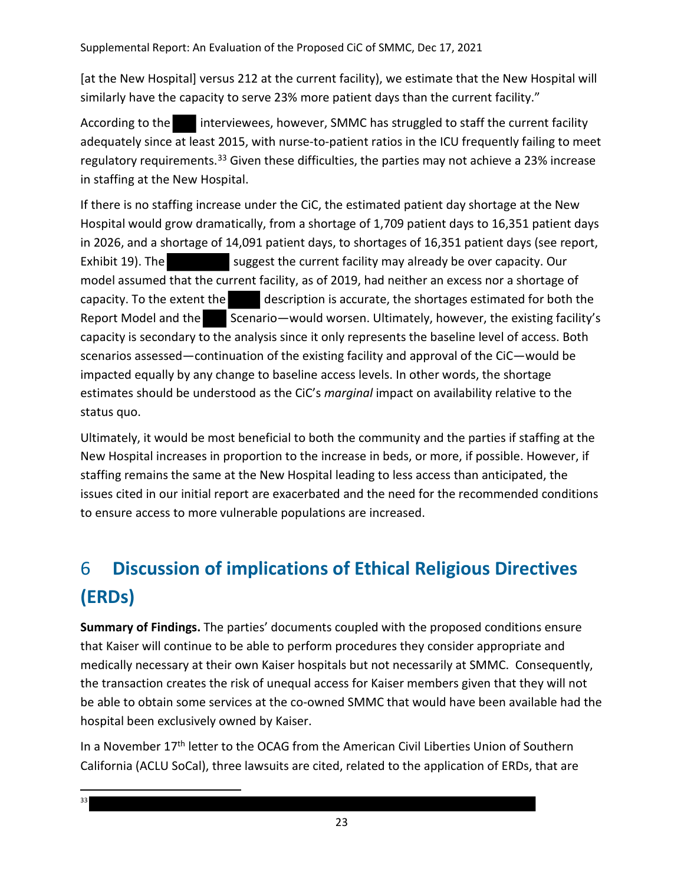[at the New Hospital] versus 212 at the current facility), we estimate that the New Hospital will similarly have the capacity to serve 23% more patient days than the current facility."

According to the ███ interviewees, however, SMMC has struggled to staff the current facility adequately since at least 2015, with nurse-to-patient ratios in the ICU frequently failing to meet regulatory requirements.[33] Given these difficulties, the parties may not achieve a 23% increase in staffing at the New Hospital.

If there is no staffing increase under the CiC, the estimated patient day shortage at the New Hospital would grow dramatically, from a shortage of 1,709 patient days to 16,351 patient days in 2026, and a shortage of 14,091 patient days, to shortages of 16,351 patient days (see report, Exhibit 19). The ████████ suggest the current facility may already be over capacity. Our model assumed that the current facility, as of 2019, had neither an excess nor a shortage of capacity. To the extent the █████ description is accurate, the shortages estimated for both the Report Model and the ███ Scenario—would worsen. Ultimately, however, the existing facility's capacity is secondary to the analysis since it only represents the baseline level of access. Both scenarios assessed—continuation of the existing facility and approval of the CiC—would be impacted equally by any change to baseline access levels. In other words, the shortage estimates should be understood as the CiC's *marginal* impact on availability relative to the status quo.

Ultimately, it would be most beneficial to both the community and the parties if staffing at the New Hospital increases in proportion to the increase in beds, or more, if possible. However, if staffing remains the same at the New Hospital leading to less access than anticipated, the issues cited in our initial report are exacerbated and the need for the recommended conditions to ensure access to more vulnerable populations are increased.

# 6 Discussion of implications of Ethical Religious Directives (ERDs)

**Summary of Findings.** The parties' documents coupled with the proposed conditions ensure that Kaiser will continue to be able to perform procedures they consider appropriate and medically necessary at their own Kaiser hospitals but not necessarily at SMMC. Consequently, the transaction creates the risk of unequal access for Kaiser members given that they will not be able to obtain some services at the co-owned SMMC that would have been available had the hospital been exclusively owned by Kaiser.

In a November 17th letter to the OCAG from the American Civil Liberties Union of Southern California (ACLU SoCal), three lawsuits are cited, related to the application of ERDs, that are

[33] ████████████████████████████████████████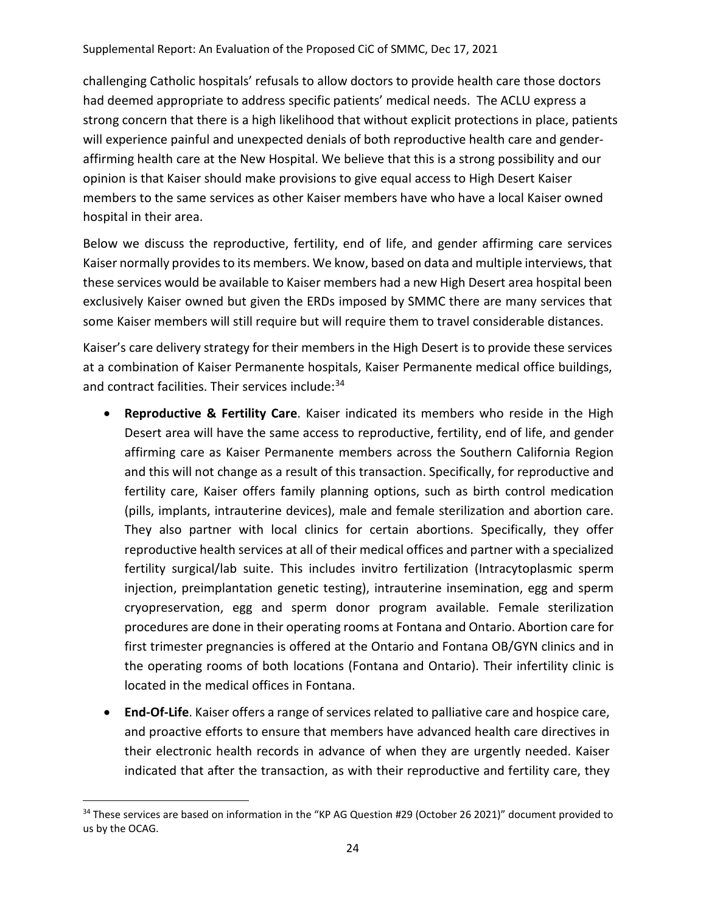challenging Catholic hospitals' refusals to allow doctors to provide health care those doctors had deemed appropriate to address specific patients' medical needs. The ACLU express a strong concern that there is a high likelihood that without explicit protections in place, patients will experience painful and unexpected denials of both reproductive health care and gender-affirming health care at the New Hospital. We believe that this is a strong possibility and our opinion is that Kaiser should make provisions to give equal access to High Desert Kaiser members to the same services as other Kaiser members have who have a local Kaiser owned hospital in their area.

Below we discuss the reproductive, fertility, end of life, and gender affirming care services Kaiser normally provides to its members. We know, based on data and multiple interviews, that these services would be available to Kaiser members had a new High Desert area hospital been exclusively Kaiser owned but given the ERDs imposed by SMMC there are many services that some Kaiser members will still require but will require them to travel considerable distances.

Kaiser's care delivery strategy for their members in the High Desert is to provide these services at a combination of Kaiser Permanente hospitals, Kaiser Permanente medical office buildings, and contract facilities. Their services include:[34]

- **Reproductive & Fertility Care**. Kaiser indicated its members who reside in the High Desert area will have the same access to reproductive, fertility, end of life, and gender affirming care as Kaiser Permanente members across the Southern California Region and this will not change as a result of this transaction. Specifically, for reproductive and fertility care, Kaiser offers family planning options, such as birth control medication (pills, implants, intrauterine devices), male and female sterilization and abortion care. They also partner with local clinics for certain abortions. Specifically, they offer reproductive health services at all of their medical offices and partner with a specialized fertility surgical/lab suite. This includes invitro fertilization (Intracytoplasmic sperm injection, preimplantation genetic testing), intrauterine insemination, egg and sperm cryopreservation, egg and sperm donor program available. Female sterilization procedures are done in their operating rooms at Fontana and Ontario. Abortion care for first trimester pregnancies is offered at the Ontario and Fontana OB/GYN clinics and in the operating rooms of both locations (Fontana and Ontario). Their infertility clinic is located in the medical offices in Fontana.
- **End-Of-Life**. Kaiser offers a range of services related to palliative care and hospice care, and proactive efforts to ensure that members have advanced health care directives in their electronic health records in advance of when they are urgently needed. Kaiser indicated that after the transaction, as with their reproductive and fertility care, they

[34] These services are based on information in the "KP AG Question #29 (October 26 2021)" document provided to us by the OCAG.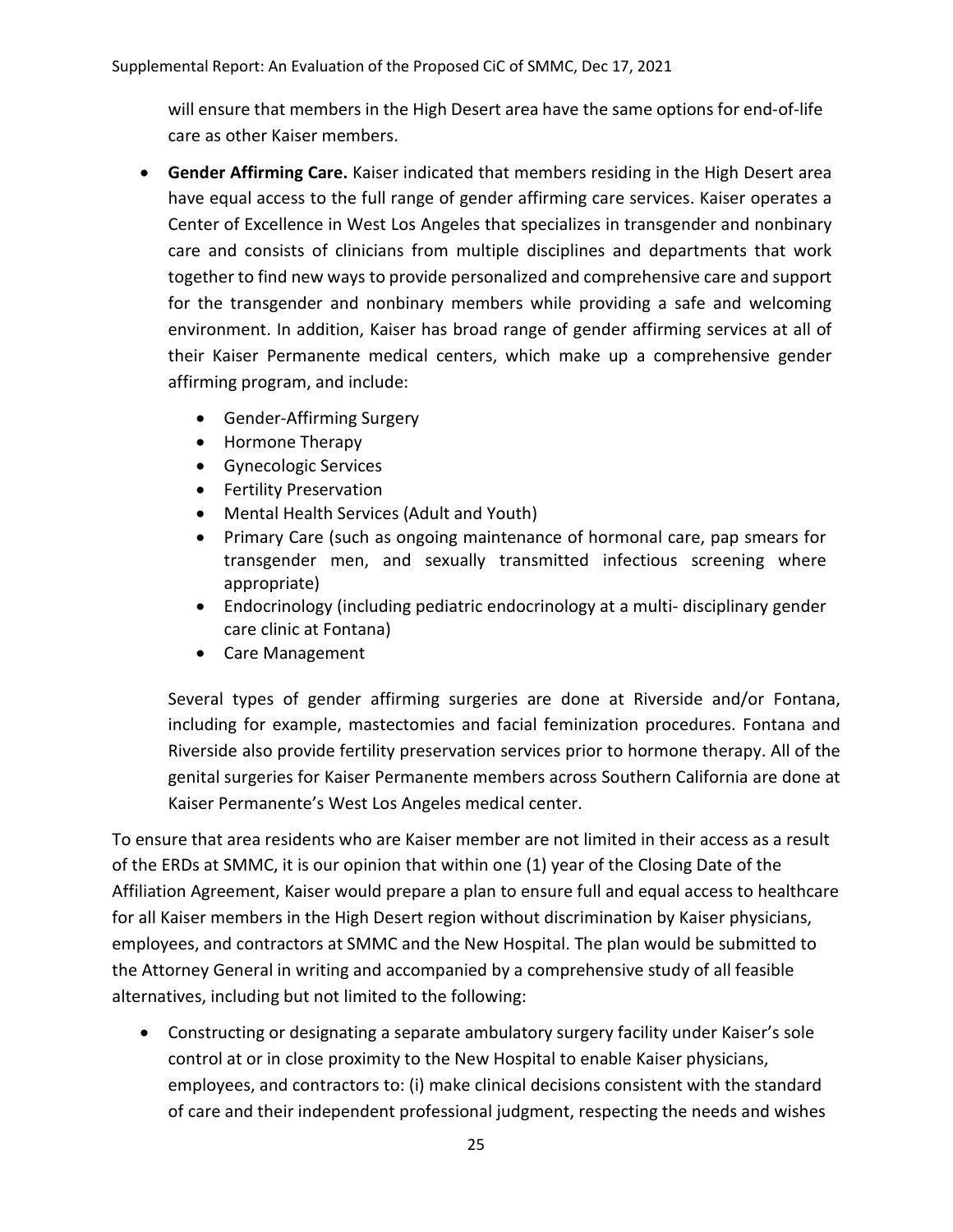will ensure that members in the High Desert area have the same options for end-of-life care as other Kaiser members.

- **Gender Affirming Care.** Kaiser indicated that members residing in the High Desert area have equal access to the full range of gender affirming care services. Kaiser operates a Center of Excellence in West Los Angeles that specializes in transgender and nonbinary care and consists of clinicians from multiple disciplines and departments that work together to find new ways to provide personalized and comprehensive care and support for the transgender and nonbinary members while providing a safe and welcoming environment. In addition, Kaiser has broad range of gender affirming services at all of their Kaiser Permanente medical centers, which make up a comprehensive gender affirming program, and include:
    - Gender-Affirming Surgery
    - Hormone Therapy
    - Gynecologic Services
    - Fertility Preservation
    - Mental Health Services (Adult and Youth)
    - Primary Care (such as ongoing maintenance of hormonal care, pap smears for transgender men, and sexually transmitted infectious screening where appropriate)
    - Endocrinology (including pediatric endocrinology at a multi- disciplinary gender care clinic at Fontana)
    - Care Management

  Several types of gender affirming surgeries are done at Riverside and/or Fontana, including for example, mastectomies and facial feminization procedures. Fontana and Riverside also provide fertility preservation services prior to hormone therapy. All of the genital surgeries for Kaiser Permanente members across Southern California are done at Kaiser Permanente's West Los Angeles medical center.

To ensure that area residents who are Kaiser member are not limited in their access as a result of the ERDs at SMMC, it is our opinion that within one (1) year of the Closing Date of the Affiliation Agreement, Kaiser would prepare a plan to ensure full and equal access to healthcare for all Kaiser members in the High Desert region without discrimination by Kaiser physicians, employees, and contractors at SMMC and the New Hospital. The plan would be submitted to the Attorney General in writing and accompanied by a comprehensive study of all feasible alternatives, including but not limited to the following:

- Constructing or designating a separate ambulatory surgery facility under Kaiser's sole control at or in close proximity to the New Hospital to enable Kaiser physicians, employees, and contractors to: (i) make clinical decisions consistent with the standard of care and their independent professional judgment, respecting the needs and wishes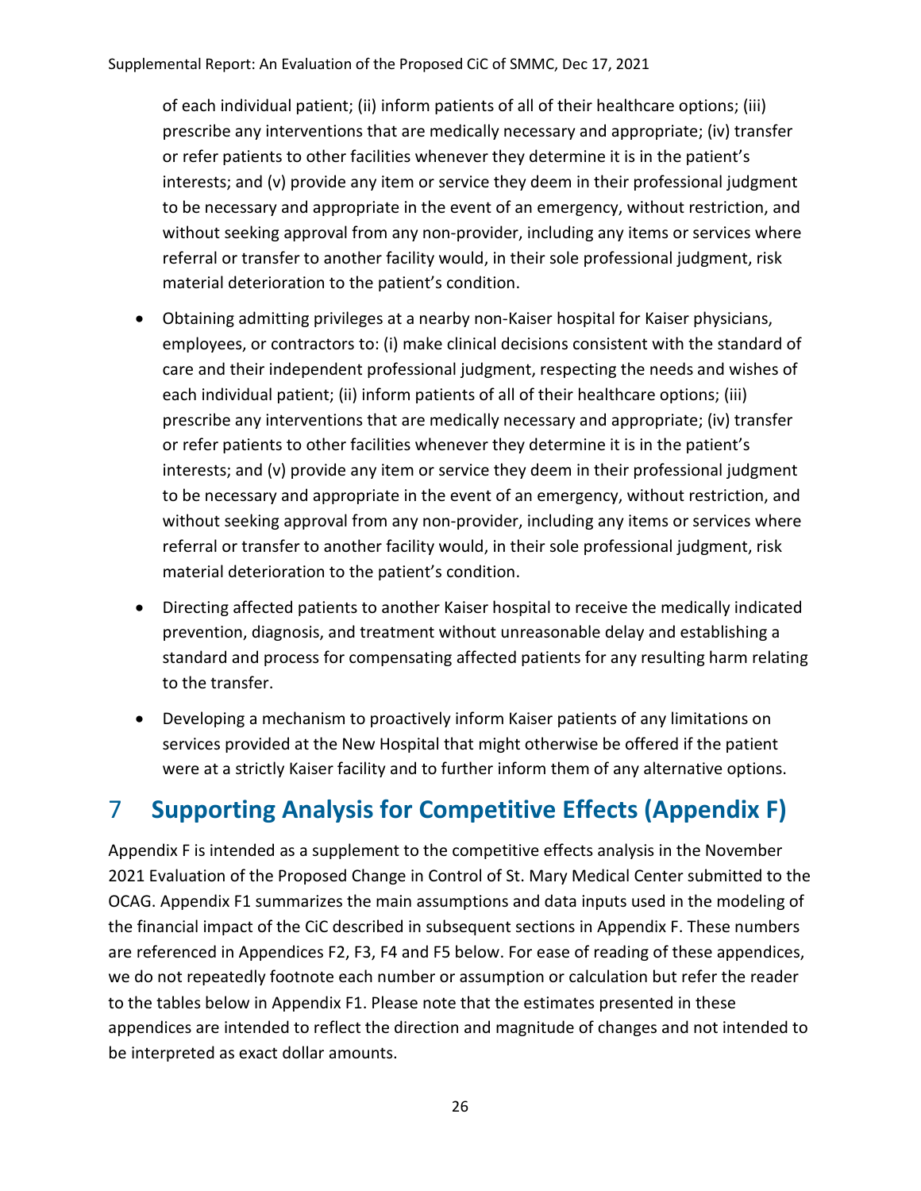of each individual patient; (ii) inform patients of all of their healthcare options; (iii) prescribe any interventions that are medically necessary and appropriate; (iv) transfer or refer patients to other facilities whenever they determine it is in the patient's interests; and (v) provide any item or service they deem in their professional judgment to be necessary and appropriate in the event of an emergency, without restriction, and without seeking approval from any non-provider, including any items or services where referral or transfer to another facility would, in their sole professional judgment, risk material deterioration to the patient's condition.

- Obtaining admitting privileges at a nearby non-Kaiser hospital for Kaiser physicians, employees, or contractors to: (i) make clinical decisions consistent with the standard of care and their independent professional judgment, respecting the needs and wishes of each individual patient; (ii) inform patients of all of their healthcare options; (iii) prescribe any interventions that are medically necessary and appropriate; (iv) transfer or refer patients to other facilities whenever they determine it is in the patient's interests; and (v) provide any item or service they deem in their professional judgment to be necessary and appropriate in the event of an emergency, without restriction, and without seeking approval from any non-provider, including any items or services where referral or transfer to another facility would, in their sole professional judgment, risk material deterioration to the patient's condition.
- Directing affected patients to another Kaiser hospital to receive the medically indicated prevention, diagnosis, and treatment without unreasonable delay and establishing a standard and process for compensating affected patients for any resulting harm relating to the transfer.
- Developing a mechanism to proactively inform Kaiser patients of any limitations on services provided at the New Hospital that might otherwise be offered if the patient were at a strictly Kaiser facility and to further inform them of any alternative options.

# 7 Supporting Analysis for Competitive Effects (Appendix F)

Appendix F is intended as a supplement to the competitive effects analysis in the November 2021 Evaluation of the Proposed Change in Control of St. Mary Medical Center submitted to the OCAG. Appendix F1 summarizes the main assumptions and data inputs used in the modeling of the financial impact of the CiC described in subsequent sections in Appendix F. These numbers are referenced in Appendices F2, F3, F4 and F5 below. For ease of reading of these appendices, we do not repeatedly footnote each number or assumption or calculation but refer the reader to the tables below in Appendix F1. Please note that the estimates presented in these appendices are intended to reflect the direction and magnitude of changes and not intended to be interpreted as exact dollar amounts.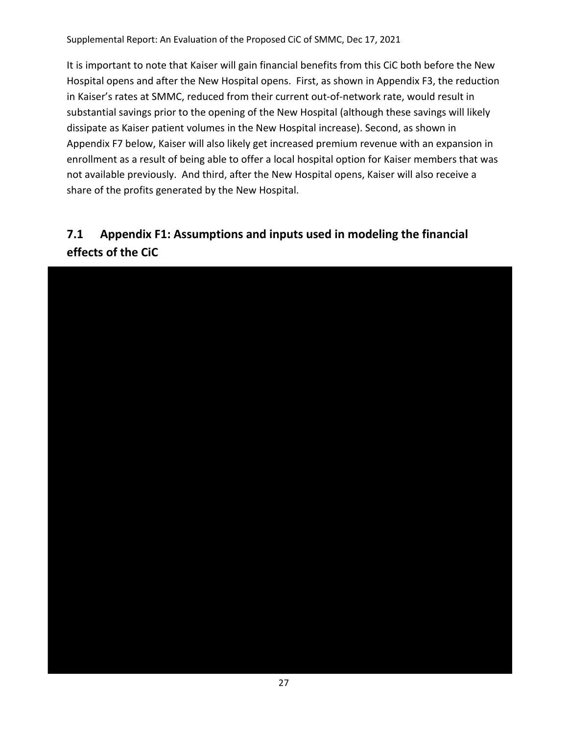It is important to note that Kaiser will gain financial benefits from this CiC both before the New Hospital opens and after the New Hospital opens. First, as shown in Appendix F3, the reduction in Kaiser's rates at SMMC, reduced from their current out-of-network rate, would result in substantial savings prior to the opening of the New Hospital (although these savings will likely dissipate as Kaiser patient volumes in the New Hospital increase). Second, as shown in Appendix F7 below, Kaiser will also likely get increased premium revenue with an expansion in enrollment as a result of being able to offer a local hospital option for Kaiser members that was not available previously. And third, after the New Hospital opens, Kaiser will also receive a share of the profits generated by the New Hospital.

## 7.1 Appendix F1: Assumptions and inputs used in modeling the financial effects of the CiC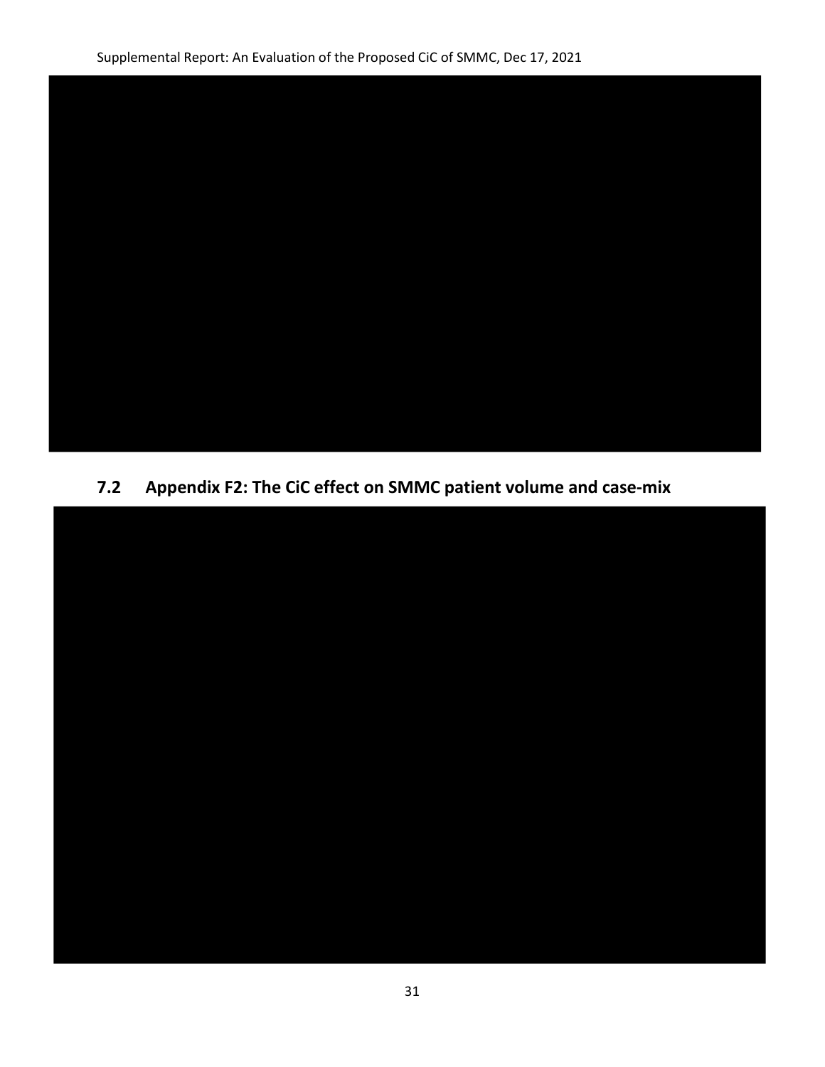## 7.2 Appendix F2: The CiC effect on SMMC patient volume and case-mix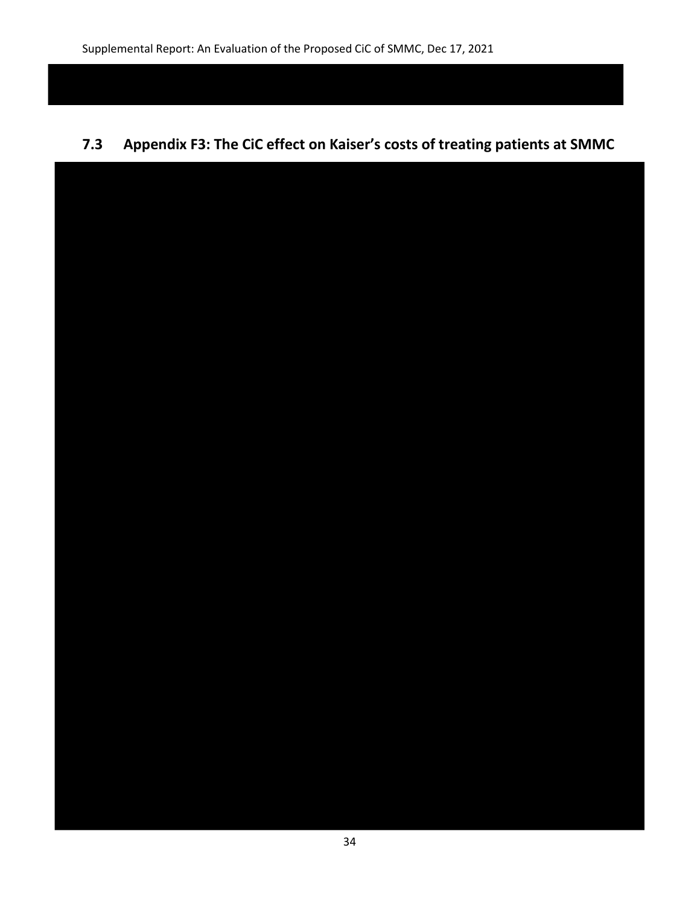## 7.3 Appendix F3: The CiC effect on Kaiser's costs of treating patients at SMMC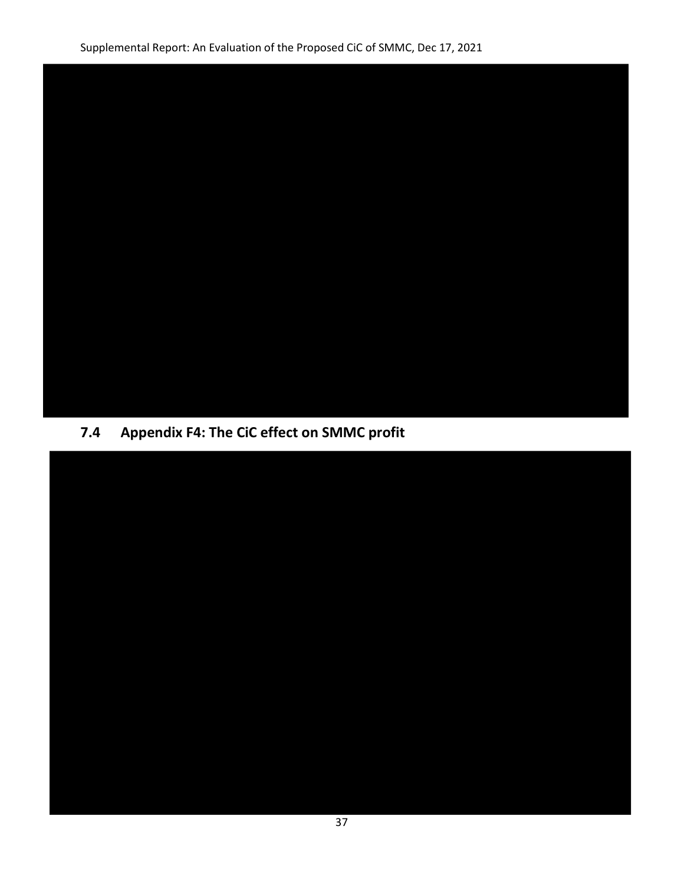## 7.4 Appendix F4: The CiC effect on SMMC profit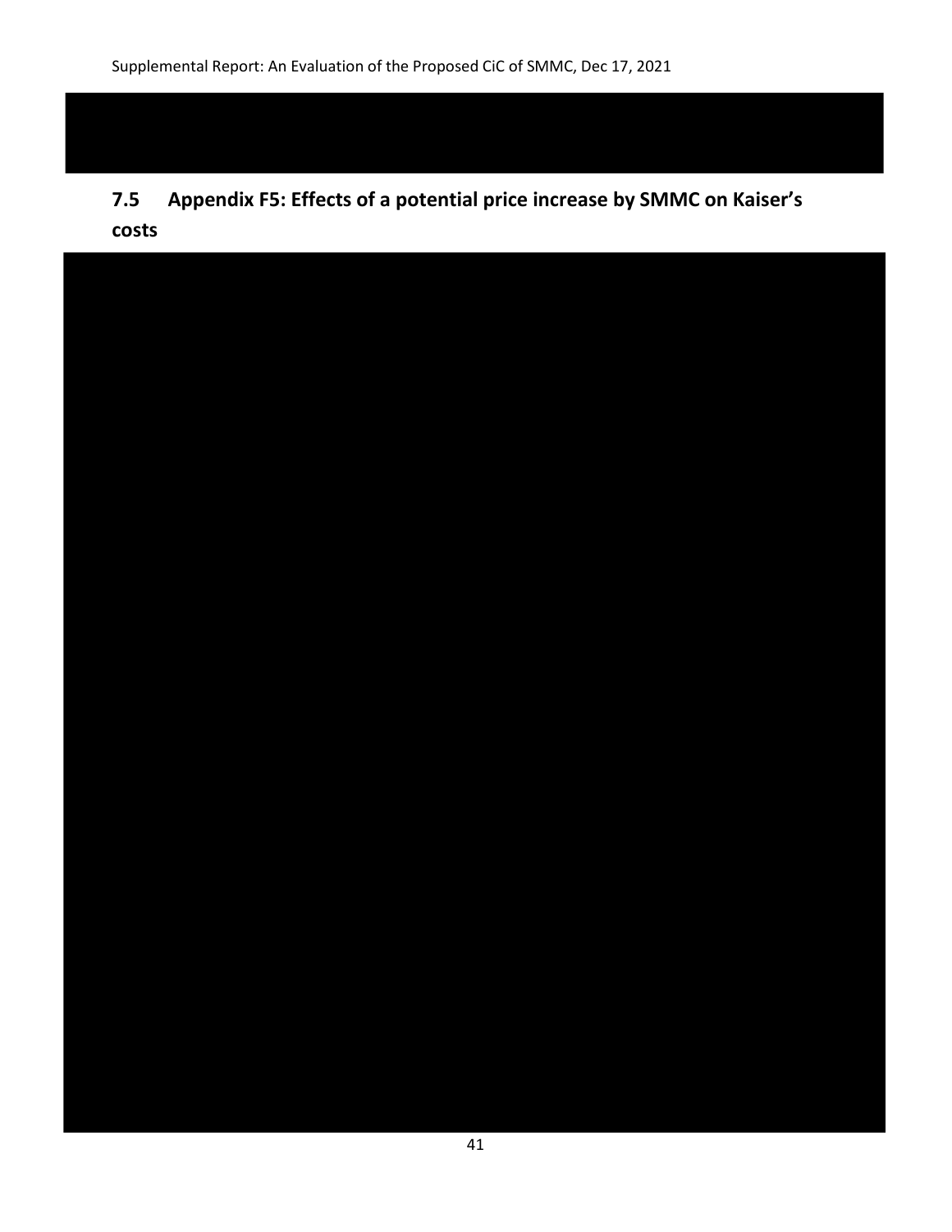## 7.5 Appendix F5: Effects of a potential price increase by SMMC on Kaiser's costs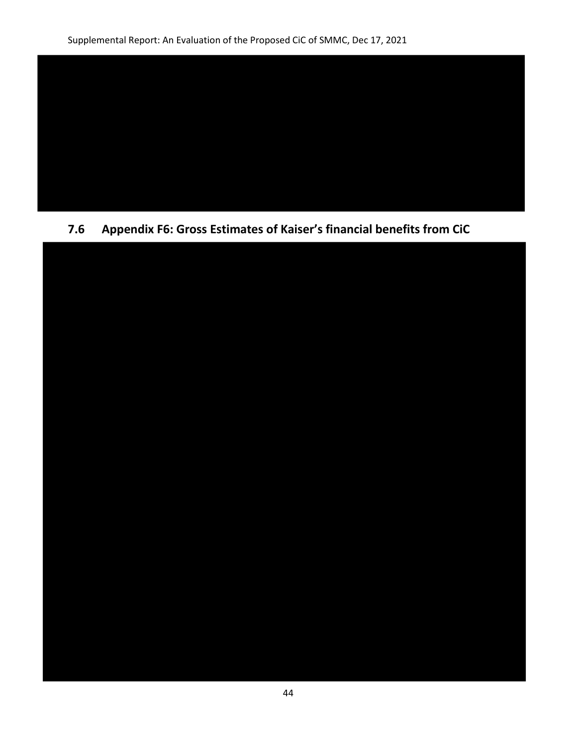## 7.6 Appendix F6: Gross Estimates of Kaiser's financial benefits from CiC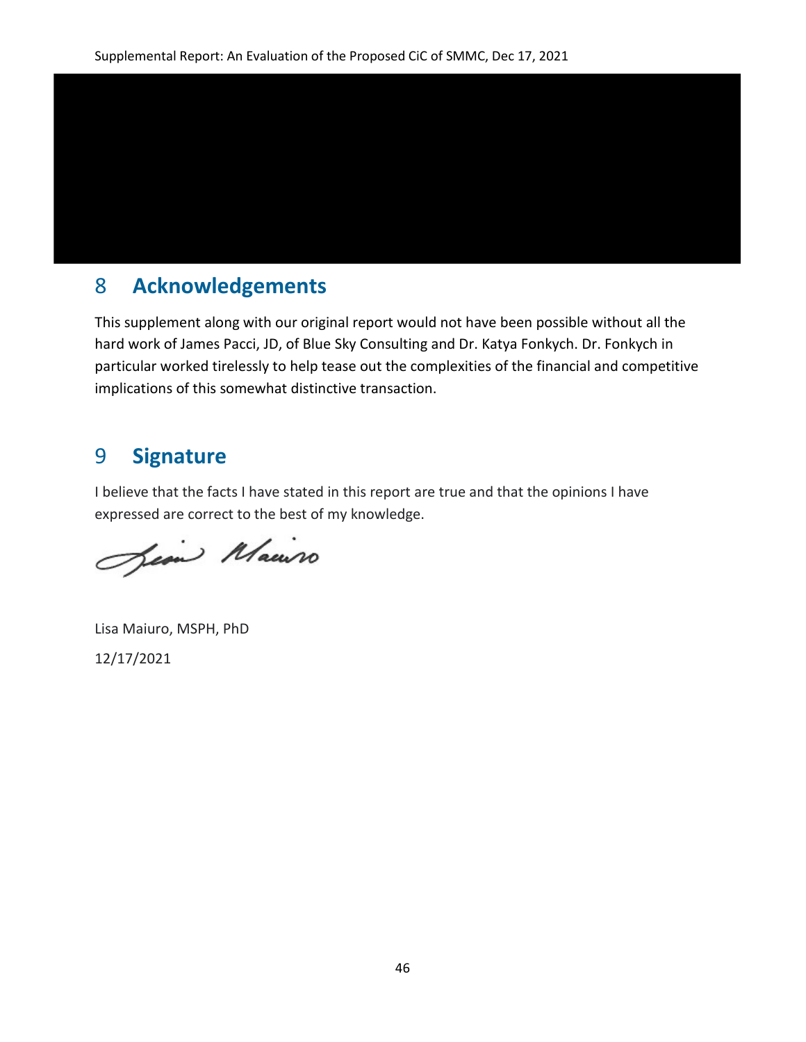## 8 Acknowledgements

This supplement along with our original report would not have been possible without all the hard work of James Pacci, JD, of Blue Sky Consulting and Dr. Katya Fonkych. Dr. Fonkych in particular worked tirelessly to help tease out the complexities of the financial and competitive implications of this somewhat distinctive transaction.

## 9 Signature

I believe that the facts I have stated in this report are true and that the opinions I have expressed are correct to the best of my knowledge.

Lisa Maiuro, MSPH, PhD

12/17/2021